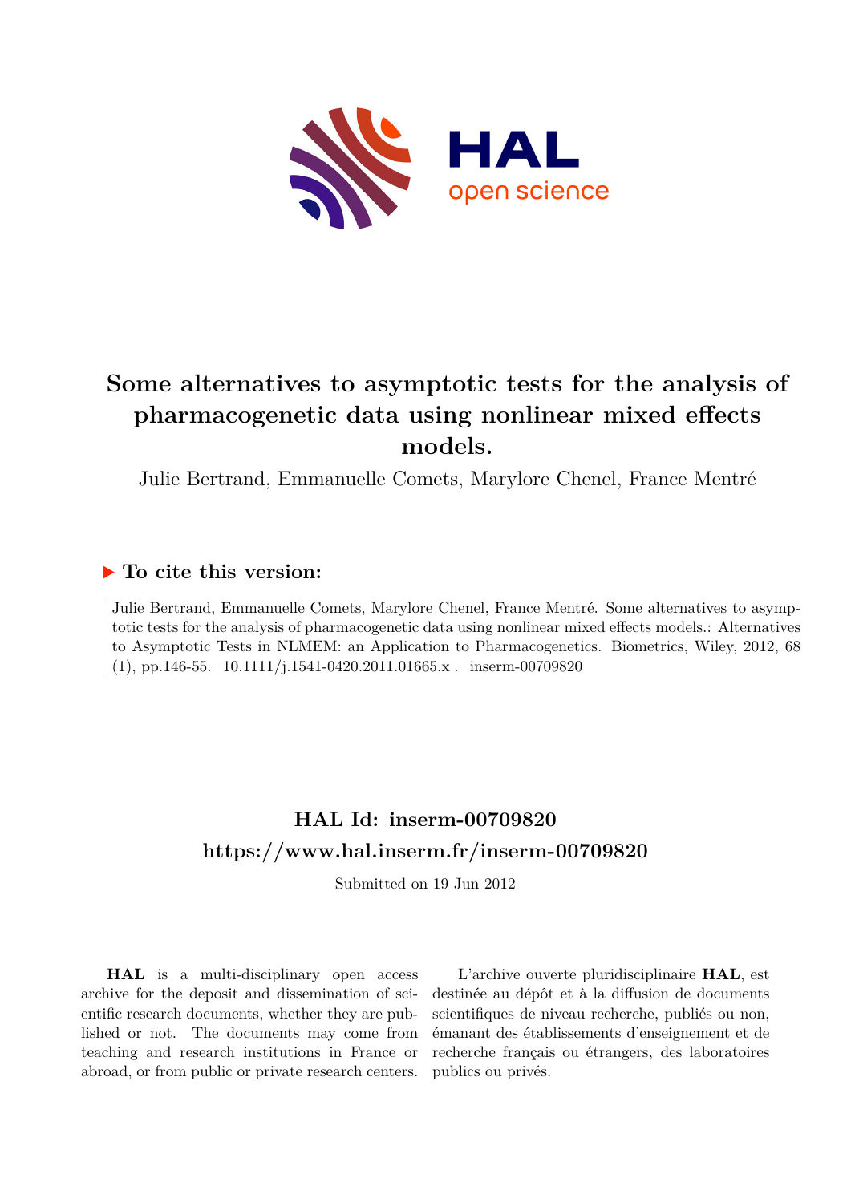# Some alternatives to asymptotic tests for the analysis of pharmacogenetic data using nonlinear mixed effects models.

Julie Bertrand, Emmanuelle Comets, Marylore Chenel, France Mentré

## ▶ To cite this version:

Julie Bertrand, Emmanuelle Comets, Marylore Chenel, France Mentré. Some alternatives to asymptotic tests for the analysis of pharmacogenetic data using nonlinear mixed effects models.: Alternatives to Asymptotic Tests in NLMEM: an Application to Pharmacogenetics. Biometrics, Wiley, 2012, 68 (1), pp.146-55. 10.1111/j.1541-0420.2011.01665.x . inserm-00709820

## HAL Id: inserm-00709820
## https://www.hal.inserm.fr/inserm-00709820

Submitted on 19 Jun 2012

**HAL** is a multi-disciplinary open access archive for the deposit and dissemination of scientific research documents, whether they are published or not. The documents may come from teaching and research institutions in France or abroad, or from public or private research centers.

L'archive ouverte pluridisciplinaire **HAL**, est destinée au dépôt et à la diffusion de documents scientifiques de niveau recherche, publiés ou non, émanant des établissements d'enseignement et de recherche français ou étrangers, des laboratoires publics ou privés.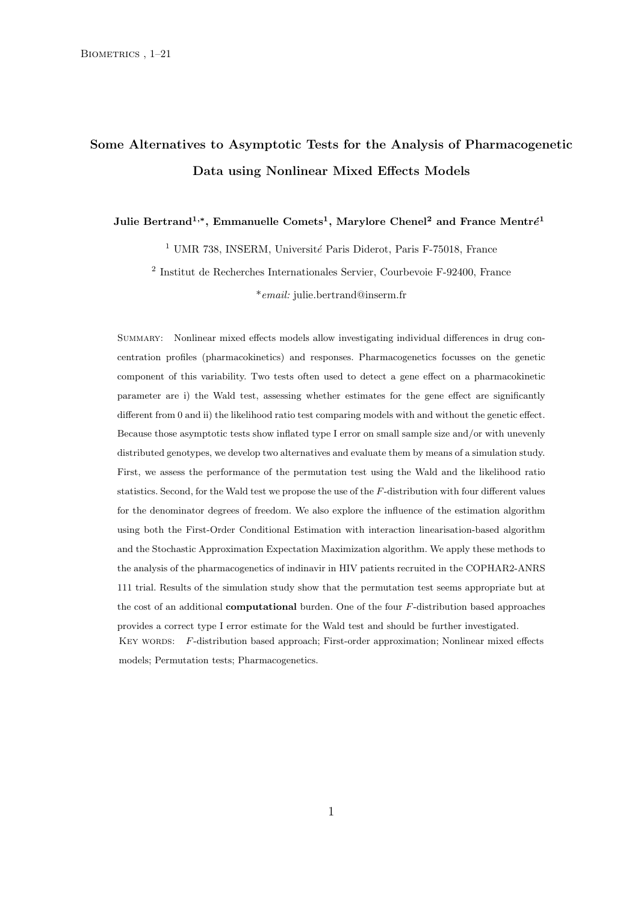# Some Alternatives to Asymptotic Tests for the Analysis of Pharmacogenetic Data using Nonlinear Mixed Effects Models

**Julie Bertrand[1,*], Emmanuelle Comets[1], Marylore Chenel[2] and France Mentré[1]**

[1] UMR 738, INSERM, Université Paris Diderot, Paris F-75018, France

[2] Institut de Recherches Internationales Servier, Courbevoie F-92400, France

**email:* julie.bertrand@inserm.fr

Summary: Nonlinear mixed effects models allow investigating individual differences in drug concentration profiles (pharmacokinetics) and responses. Pharmacogenetics focusses on the genetic component of this variability. Two tests often used to detect a gene effect on a pharmacokinetic parameter are i) the Wald test, assessing whether estimates for the gene effect are significantly different from 0 and ii) the likelihood ratio test comparing models with and without the genetic effect. Because those asymptotic tests show inflated type I error on small sample size and/or with unevenly distributed genotypes, we develop two alternatives and evaluate them by means of a simulation study. First, we assess the performance of the permutation test using the Wald and the likelihood ratio statistics. Second, for the Wald test we propose the use of the $F$-distribution with four different values for the denominator degrees of freedom. We also explore the influence of the estimation algorithm using both the First-Order Conditional Estimation with interaction linearisation-based algorithm and the Stochastic Approximation Expectation Maximization algorithm. We apply these methods to the analysis of the pharmacogenetics of indinavir in HIV patients recruited in the COPHAR2-ANRS 111 trial. Results of the simulation study show that the permutation test seems appropriate but at the cost of an additional **computational** burden. One of the four $F$-distribution based approaches provides a correct type I error estimate for the Wald test and should be further investigated.

Key words: $F$-distribution based approach; First-order approximation; Nonlinear mixed effects models; Permutation tests; Pharmacogenetics.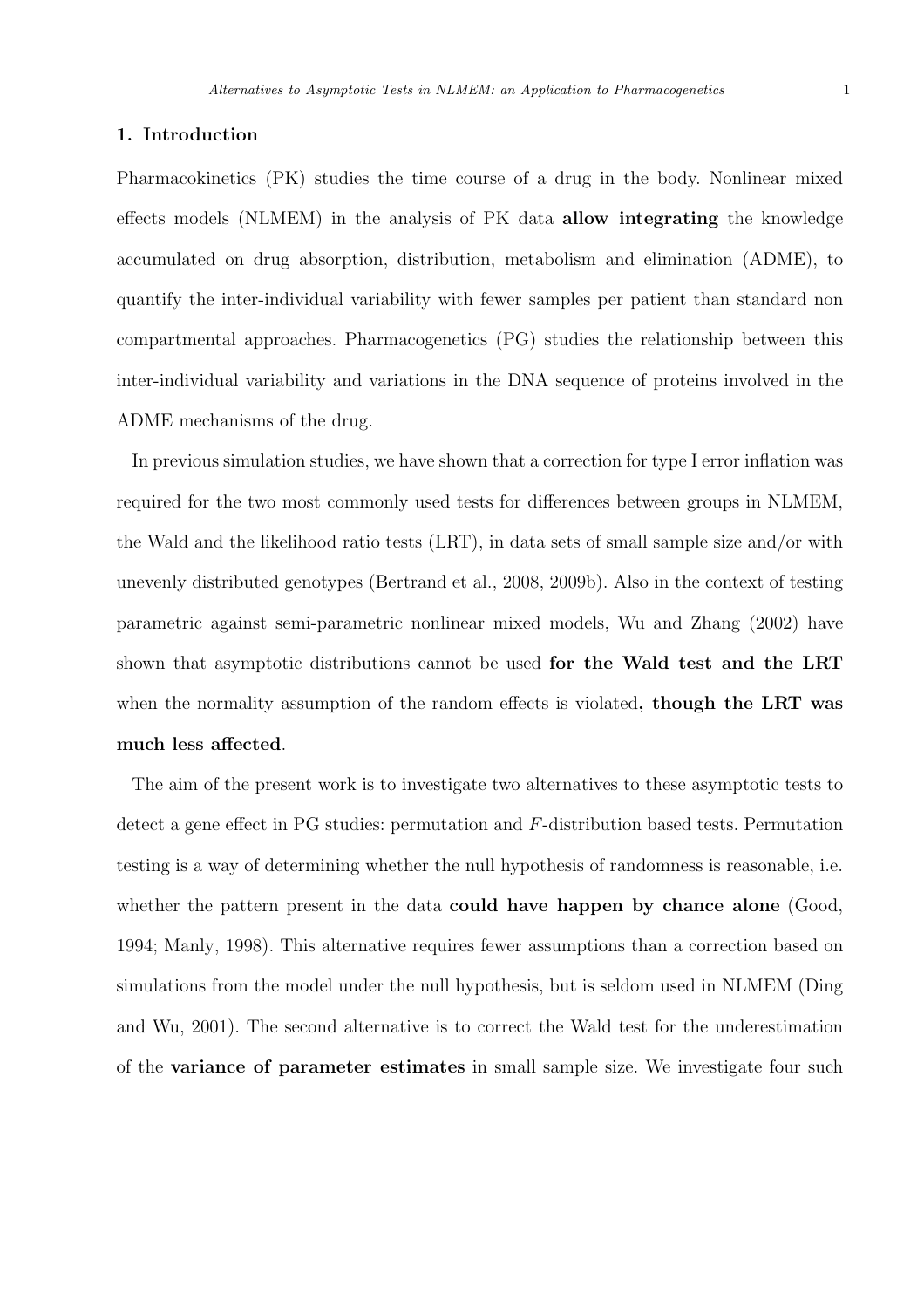## 1. Introduction

Pharmacokinetics (PK) studies the time course of a drug in the body. Nonlinear mixed effects models (NLMEM) in the analysis of PK data **allow integrating** the knowledge accumulated on drug absorption, distribution, metabolism and elimination (ADME), to quantify the inter-individual variability with fewer samples per patient than standard non compartmental approaches. Pharmacogenetics (PG) studies the relationship between this inter-individual variability and variations in the DNA sequence of proteins involved in the ADME mechanisms of the drug.

In previous simulation studies, we have shown that a correction for type I error inflation was required for the two most commonly used tests for differences between groups in NLMEM, the Wald and the likelihood ratio tests (LRT), in data sets of small sample size and/or with unevenly distributed genotypes (Bertrand et al., 2008, 2009b). Also in the context of testing parametric against semi-parametric nonlinear mixed models, Wu and Zhang (2002) have shown that asymptotic distributions cannot be used **for the Wald test and the LRT** when the normality assumption of the random effects is violated**, though the LRT was much less affected**.

The aim of the present work is to investigate two alternatives to these asymptotic tests to detect a gene effect in PG studies: permutation and $F$-distribution based tests. Permutation testing is a way of determining whether the null hypothesis of randomness is reasonable, i.e. whether the pattern present in the data **could have happen by chance alone** (Good, 1994; Manly, 1998). This alternative requires fewer assumptions than a correction based on simulations from the model under the null hypothesis, but is seldom used in NLMEM (Ding and Wu, 2001). The second alternative is to correct the Wald test for the underestimation of the **variance of parameter estimates** in small sample size. We investigate four such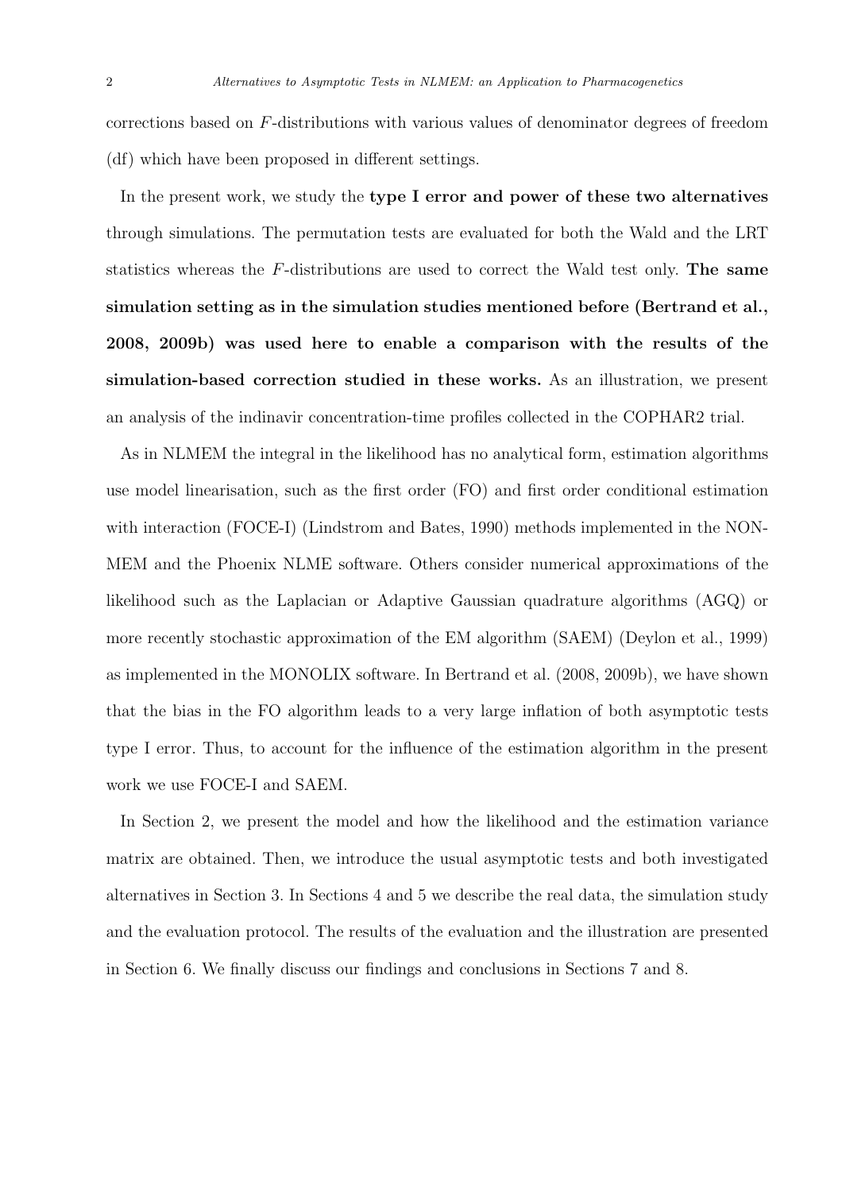corrections based on $F$-distributions with various values of denominator degrees of freedom (df) which have been proposed in different settings.

In the present work, we study the **type I error and power of these two alternatives** through simulations. The permutation tests are evaluated for both the Wald and the LRT statistics whereas the $F$-distributions are used to correct the Wald test only. **The same simulation setting as in the simulation studies mentioned before (Bertrand et al., 2008, 2009b) was used here to enable a comparison with the results of the simulation-based correction studied in these works.** As an illustration, we present an analysis of the indinavir concentration-time profiles collected in the COPHAR2 trial.

As in NLMEM the integral in the likelihood has no analytical form, estimation algorithms use model linearisation, such as the first order (FO) and first order conditional estimation with interaction (FOCE-I) (Lindstrom and Bates, 1990) methods implemented in the NONMEM and the Phoenix NLME software. Others consider numerical approximations of the likelihood such as the Laplacian or Adaptive Gaussian quadrature algorithms (AGQ) or more recently stochastic approximation of the EM algorithm (SAEM) (Deylon et al., 1999) as implemented in the MONOLIX software. In Bertrand et al. (2008, 2009b), we have shown that the bias in the FO algorithm leads to a very large inflation of both asymptotic tests type I error. Thus, to account for the influence of the estimation algorithm in the present work we use FOCE-I and SAEM.

In Section 2, we present the model and how the likelihood and the estimation variance matrix are obtained. Then, we introduce the usual asymptotic tests and both investigated alternatives in Section 3. In Sections 4 and 5 we describe the real data, the simulation study and the evaluation protocol. The results of the evaluation and the illustration are presented in Section 6. We finally discuss our findings and conclusions in Sections 7 and 8.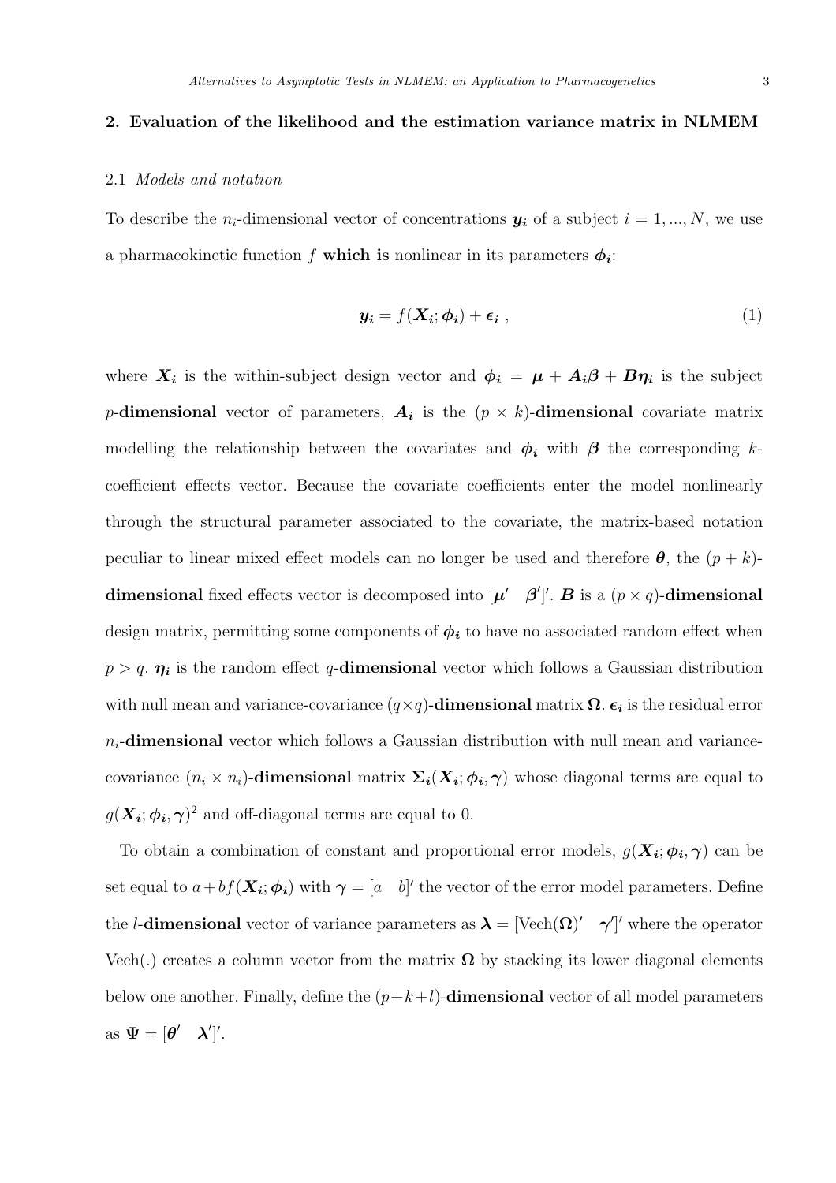## 2. Evaluation of the likelihood and the estimation variance matrix in NLMEM

### 2.1 *Models and notation*

To describe the $n_i$-dimensional vector of concentrations $\boldsymbol{y_i}$ of a subject $i = 1, ..., N$, we use a pharmacokinetic function $f$ **which is** nonlinear in its parameters $\boldsymbol{\phi_i}$:

$$\boldsymbol{y_i} = f(\boldsymbol{X_i}; \boldsymbol{\phi_i}) + \boldsymbol{\epsilon_i} \;, \tag{1}$$

where $\boldsymbol{X_i}$ is the within-subject design vector and $\boldsymbol{\phi_i} = \boldsymbol{\mu} + \boldsymbol{A_i}\boldsymbol{\beta} + \boldsymbol{B}\boldsymbol{\eta_i}$ is the subject $p$-**dimensional** vector of parameters, $\boldsymbol{A_i}$ is the $(p \times k)$-**dimensional** covariate matrix modelling the relationship between the covariates and $\boldsymbol{\phi_i}$ with $\boldsymbol{\beta}$ the corresponding $k$-coefficient effects vector. Because the covariate coefficients enter the model nonlinearly through the structural parameter associated to the covariate, the matrix-based notation peculiar to linear mixed effect models can no longer be used and therefore $\boldsymbol{\theta}$, the $(p + k)$-**dimensional** fixed effects vector is decomposed into $[\boldsymbol{\mu}' \quad \boldsymbol{\beta}']'$. $\boldsymbol{B}$ is a $(p \times q)$-**dimensional** design matrix, permitting some components of $\boldsymbol{\phi_i}$ to have no associated random effect when $p > q$. $\boldsymbol{\eta_i}$ is the random effect $q$-**dimensional** vector which follows a Gaussian distribution with null mean and variance-covariance $(q \times q)$-**dimensional** matrix $\boldsymbol{\Omega}$. $\boldsymbol{\epsilon_i}$ is the residual error $n_i$-**dimensional** vector which follows a Gaussian distribution with null mean and variance-covariance $(n_i \times n_i)$-**dimensional** matrix $\boldsymbol{\Sigma_i}(\boldsymbol{X_i}; \boldsymbol{\phi_i}, \boldsymbol{\gamma})$ whose diagonal terms are equal to $g(\boldsymbol{X_i}; \boldsymbol{\phi_i}, \boldsymbol{\gamma})^2$ and off-diagonal terms are equal to 0.

To obtain a combination of constant and proportional error models, $g(\boldsymbol{X_i}; \boldsymbol{\phi_i}, \boldsymbol{\gamma})$ can be set equal to $a + bf(\boldsymbol{X_i}; \boldsymbol{\phi_i})$ with $\boldsymbol{\gamma} = [a \quad b]'$ the vector of the error model parameters. Define the $l$-**dimensional** vector of variance parameters as $\boldsymbol{\lambda} = [\text{Vech}(\boldsymbol{\Omega})' \quad \boldsymbol{\gamma}']'$ where the operator Vech(.) creates a column vector from the matrix $\boldsymbol{\Omega}$ by stacking its lower diagonal elements below one another. Finally, define the $(p+k+l)$-**dimensional** vector of all model parameters as $\boldsymbol{\Psi} = [\boldsymbol{\theta}' \quad \boldsymbol{\lambda}']'$.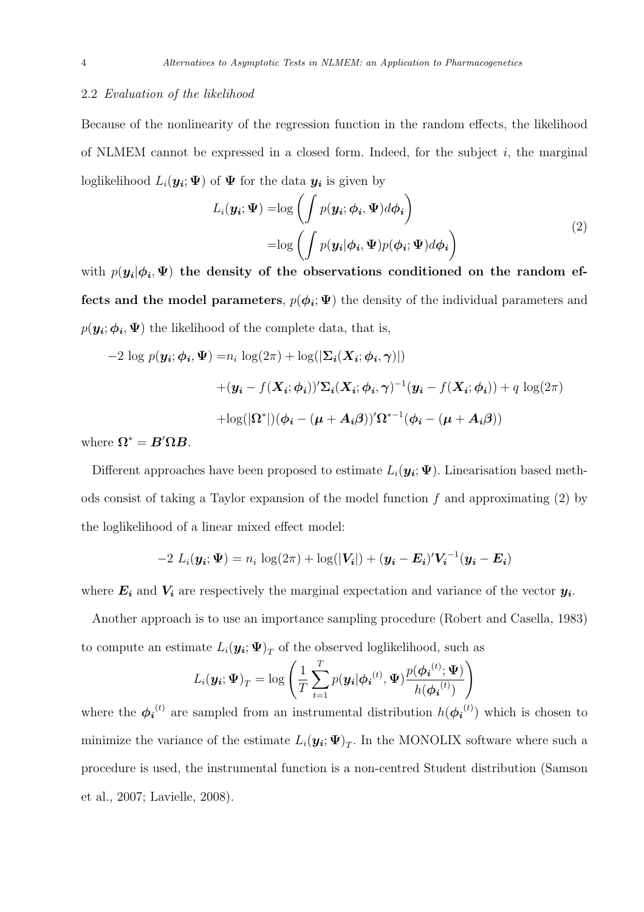### 2.2 *Evaluation of the likelihood*

Because of the nonlinearity of the regression function in the random effects, the likelihood of NLMEM cannot be expressed in a closed form. Indeed, for the subject $i$, the marginal loglikelihood $L_i(\boldsymbol{y_i};\boldsymbol{\Psi})$ of $\boldsymbol{\Psi}$ for the data $\boldsymbol{y_i}$ is given by

$$
\begin{aligned}
L_i(\boldsymbol{y_i};\boldsymbol{\Psi}) =& \log\left(\int p(\boldsymbol{y_i};\boldsymbol{\phi_i},\boldsymbol{\Psi})d\boldsymbol{\phi_i}\right) \\
=& \log\left(\int p(\boldsymbol{y_i}|\boldsymbol{\phi_i},\boldsymbol{\Psi})p(\boldsymbol{\phi_i};\boldsymbol{\Psi})d\boldsymbol{\phi_i}\right)
\end{aligned}
\tag{2}
$$

with $p(\boldsymbol{y_i}|\boldsymbol{\phi_i},\boldsymbol{\Psi})$ **the density of the observations conditioned on the random effects and the model parameters**, $p(\boldsymbol{\phi_i};\boldsymbol{\Psi})$ the density of the individual parameters and $p(\boldsymbol{y_i};\boldsymbol{\phi_i},\boldsymbol{\Psi})$ the likelihood of the complete data, that is,

$$
\begin{aligned}
-2\,\log\, p(\boldsymbol{y_i};\boldsymbol{\phi_i},\boldsymbol{\Psi}) =& n_i\,\log(2\pi) + \log(|\boldsymbol{\Sigma_i}(\boldsymbol{X_i};\boldsymbol{\phi_i},\boldsymbol{\gamma})|) \\
&+(\boldsymbol{y_i} - f(\boldsymbol{X_i};\boldsymbol{\phi_i}))'\boldsymbol{\Sigma_i}(\boldsymbol{X_i};\boldsymbol{\phi_i},\boldsymbol{\gamma})^{-1}(\boldsymbol{y_i} - f(\boldsymbol{X_i};\boldsymbol{\phi_i})) + q\,\log(2\pi) \\
&+\log(|\boldsymbol{\Omega}^*|)(\boldsymbol{\phi_i} - (\boldsymbol{\mu} + \boldsymbol{A_i\beta}))'\boldsymbol{\Omega}^{*-1}(\boldsymbol{\phi_i} - (\boldsymbol{\mu} + \boldsymbol{A_i\beta}))
\end{aligned}
$$

where $\boldsymbol{\Omega}^* = \boldsymbol{B}'\boldsymbol{\Omega}\boldsymbol{B}$.

Different approaches have been proposed to estimate $L_i(\boldsymbol{y_i};\boldsymbol{\Psi})$. Linearisation based methods consist of taking a Taylor expansion of the model function $f$ and approximating (2) by the loglikelihood of a linear mixed effect model:

$$
-2\;L_i(\boldsymbol{y_i};\boldsymbol{\Psi}) = n_i\,\log(2\pi) + \log(|\boldsymbol{V_i}|) + (\boldsymbol{y_i} - \boldsymbol{E_i})'\boldsymbol{V_i}^{-1}(\boldsymbol{y_i} - \boldsymbol{E_i})
$$

where $\boldsymbol{E_i}$ and $\boldsymbol{V_i}$ are respectively the marginal expectation and variance of the vector $\boldsymbol{y_i}$.

Another approach is to use an importance sampling procedure (Robert and Casella, 1983) to compute an estimate $L_i(\boldsymbol{y_i};\boldsymbol{\Psi})_T$ of the observed loglikelihood, such as

$$
L_i(\boldsymbol{y_i};\boldsymbol{\Psi})_T = \log\left(\frac{1}{T}\sum_{t=1}^{T} p(\boldsymbol{y_i}|\boldsymbol{\phi_i}^{(t)},\boldsymbol{\Psi})\frac{p(\boldsymbol{\phi_i}^{(t)};\boldsymbol{\Psi})}{h(\boldsymbol{\phi_i}^{(t)})}\right)
$$

where the $\boldsymbol{\phi_i}^{(t)}$ are sampled from an instrumental distribution $h(\boldsymbol{\phi_i}^{(t)})$ which is chosen to minimize the variance of the estimate $L_i(\boldsymbol{y_i};\boldsymbol{\Psi})_T$. In the MONOLIX software where such a procedure is used, the instrumental function is a non-centred Student distribution (Samson et al., 2007; Lavielle, 2008).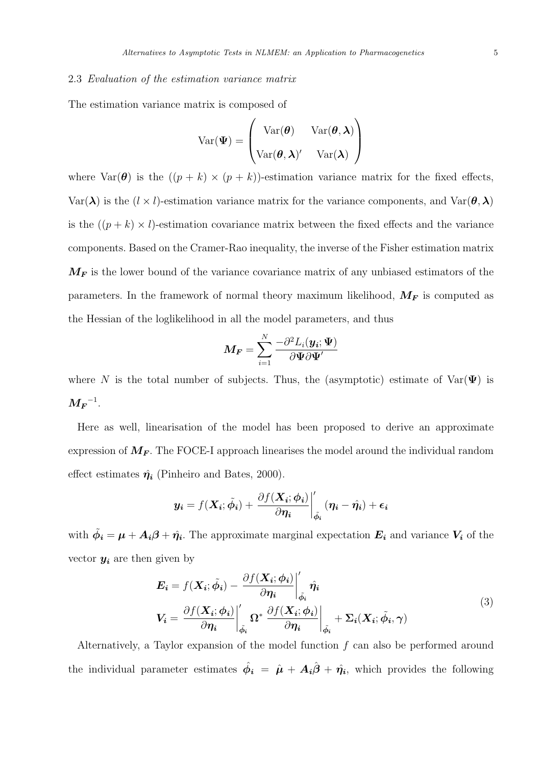### 2.3 *Evaluation of the estimation variance matrix*

The estimation variance matrix is composed of

$$\text{Var}(\boldsymbol{\Psi}) = \begin{pmatrix} \text{Var}(\boldsymbol{\theta}) & \text{Var}(\boldsymbol{\theta}, \boldsymbol{\lambda}) \\ \text{Var}(\boldsymbol{\theta}, \boldsymbol{\lambda})' & \text{Var}(\boldsymbol{\lambda}) \end{pmatrix}$$

where $\text{Var}(\boldsymbol{\theta})$ is the $((p+k) \times (p+k))$-estimation variance matrix for the fixed effects, $\text{Var}(\boldsymbol{\lambda})$ is the $(l \times l)$-estimation variance matrix for the variance components, and $\text{Var}(\boldsymbol{\theta}, \boldsymbol{\lambda})$ is the $((p+k) \times l)$-estimation covariance matrix between the fixed effects and the variance components. Based on the Cramer-Rao inequality, the inverse of the Fisher estimation matrix $\boldsymbol{M_F}$ is the lower bound of the variance covariance matrix of any unbiased estimators of the parameters. In the framework of normal theory maximum likelihood, $\boldsymbol{M_F}$ is computed as the Hessian of the loglikelihood in all the model parameters, and thus

$$\boldsymbol{M_F} = \sum_{i=1}^{N} \frac{-\partial^2 L_i(\boldsymbol{y_i}; \boldsymbol{\Psi})}{\partial \boldsymbol{\Psi} \partial \boldsymbol{\Psi}'}$$

where $N$ is the total number of subjects. Thus, the (asymptotic) estimate of $\text{Var}(\boldsymbol{\Psi})$ is $\boldsymbol{M_F}^{-1}$.

Here as well, linearisation of the model has been proposed to derive an approximate expression of $\boldsymbol{M_F}$. The FOCE-I approach linearises the model around the individual random effect estimates $\hat{\boldsymbol{\eta}}_{\boldsymbol{i}}$ (Pinheiro and Bates, 2000).

$$\boldsymbol{y_i} = f(\boldsymbol{X_i}; \tilde{\boldsymbol{\phi}}_{\boldsymbol{i}}) + \left.\frac{\partial f(\boldsymbol{X_i}; \boldsymbol{\phi_i})}{\partial \boldsymbol{\eta_i}}\right|_{\tilde{\phi}_i}' (\boldsymbol{\eta_i} - \hat{\boldsymbol{\eta}}_{\boldsymbol{i}}) + \boldsymbol{\epsilon_i}$$

with $\tilde{\boldsymbol{\phi}}_{\boldsymbol{i}} = \boldsymbol{\mu} + \boldsymbol{A_i}\boldsymbol{\beta} + \hat{\boldsymbol{\eta}}_{\boldsymbol{i}}$. The approximate marginal expectation $\boldsymbol{E_i}$ and variance $\boldsymbol{V_i}$ of the vector $\boldsymbol{y_i}$ are then given by

$$\begin{aligned} \boldsymbol{E_i} &= f(\boldsymbol{X_i}; \tilde{\boldsymbol{\phi}}_{\boldsymbol{i}}) - \left.\frac{\partial f(\boldsymbol{X_i}; \boldsymbol{\phi_i})}{\partial \boldsymbol{\eta_i}}\right|_{\tilde{\phi}_i}' \hat{\boldsymbol{\eta}}_{\boldsymbol{i}} \\ \boldsymbol{V_i} &= \left.\frac{\partial f(\boldsymbol{X_i}; \boldsymbol{\phi_i})}{\partial \boldsymbol{\eta_i}}\right|_{\tilde{\phi}_i}' \boldsymbol{\Omega}^* \left.\frac{\partial f(\boldsymbol{X_i}; \boldsymbol{\phi_i})}{\partial \boldsymbol{\eta_i}}\right|_{\tilde{\phi}_i} + \boldsymbol{\Sigma_i}(\boldsymbol{X_i}; \tilde{\boldsymbol{\phi}}_{\boldsymbol{i}}, \boldsymbol{\gamma}) \end{aligned} \tag{3}$$

Alternatively, a Taylor expansion of the model function $f$ can also be performed around the individual parameter estimates $\hat{\boldsymbol{\phi}}_{\boldsymbol{i}} = \hat{\boldsymbol{\mu}} + \boldsymbol{A_i}\hat{\boldsymbol{\beta}} + \hat{\boldsymbol{\eta}}_{\boldsymbol{i}}$, which provides the following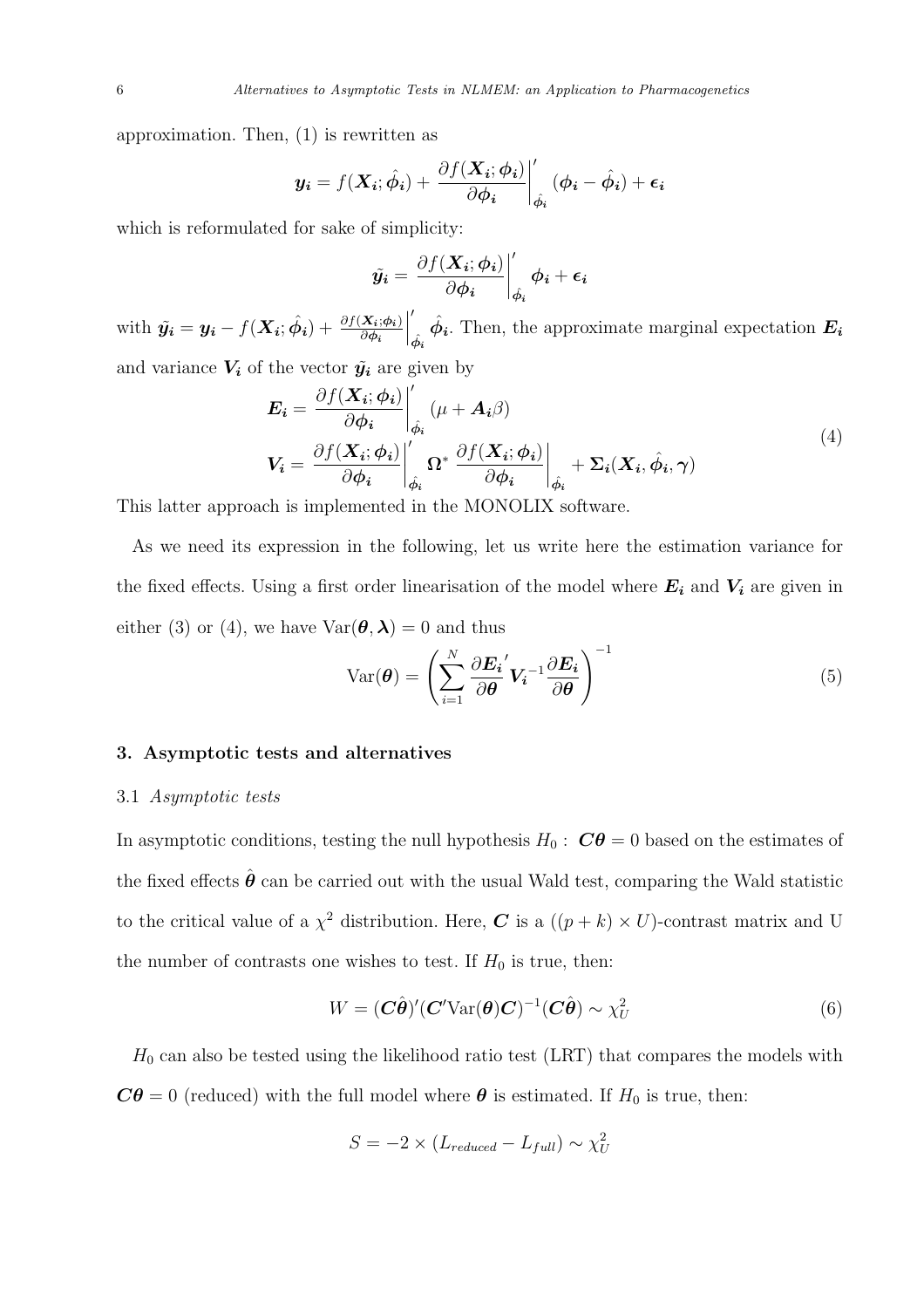approximation. Then, (1) is rewritten as

$$\boldsymbol{y_i} = f(\boldsymbol{X_i}; \hat{\boldsymbol{\phi}}_i) + \left.\frac{\partial f(\boldsymbol{X_i}; \boldsymbol{\phi_i})}{\partial \boldsymbol{\phi_i}}\right|_{\hat{\phi}_i}' (\boldsymbol{\phi_i} - \hat{\boldsymbol{\phi}}_i) + \boldsymbol{\epsilon_i}$$

which is reformulated for sake of simplicity:

$$\tilde{\boldsymbol{y}}_i = \left.\frac{\partial f(\boldsymbol{X_i}; \boldsymbol{\phi_i})}{\partial \boldsymbol{\phi_i}}\right|_{\hat{\phi}_i}' \boldsymbol{\phi_i} + \boldsymbol{\epsilon_i}$$

with $\tilde{\boldsymbol{y}}_i = \boldsymbol{y_i} - f(\boldsymbol{X_i}; \hat{\boldsymbol{\phi}}_i) + \left.\frac{\partial f(\boldsymbol{X_i}; \phi_i)}{\partial \phi_i}\right|_{\hat{\phi}_i}' \hat{\boldsymbol{\phi}}_i$. Then, the approximate marginal expectation $\boldsymbol{E_i}$ and variance $\boldsymbol{V_i}$ of the vector $\tilde{\boldsymbol{y}}_i$ are given by

$$\begin{aligned}
\boldsymbol{E_i} &= \left.\frac{\partial f(\boldsymbol{X_i}; \boldsymbol{\phi_i})}{\partial \boldsymbol{\phi_i}}\right|_{\hat{\phi}_i}' (\mu + \boldsymbol{A_i}\beta) \\
\boldsymbol{V_i} &= \left.\frac{\partial f(\boldsymbol{X_i}; \boldsymbol{\phi_i})}{\partial \boldsymbol{\phi_i}}\right|_{\hat{\phi}_i}' \boldsymbol{\Omega}^* \left.\frac{\partial f(\boldsymbol{X_i}; \boldsymbol{\phi_i})}{\partial \boldsymbol{\phi_i}}\right|_{\hat{\phi}_i} + \boldsymbol{\Sigma_i}(\boldsymbol{X_i}, \hat{\boldsymbol{\phi}}_i, \boldsymbol{\gamma})
\end{aligned} \tag{4}$$

This latter approach is implemented in the MONOLIX software.

As we need its expression in the following, let us write here the estimation variance for the fixed effects. Using a first order linearisation of the model where $\boldsymbol{E_i}$ and $\boldsymbol{V_i}$ are given in either (3) or (4), we have $\text{Var}(\boldsymbol{\theta}, \boldsymbol{\lambda}) = 0$ and thus

$$\text{Var}(\boldsymbol{\theta}) = \left( \sum_{i=1}^{N} \frac{\partial \boldsymbol{E_i}'}{\partial \boldsymbol{\theta}} \boldsymbol{V_i}^{-1} \frac{\partial \boldsymbol{E_i}}{\partial \boldsymbol{\theta}} \right)^{-1} \tag{5}$$

## 3. Asymptotic tests and alternatives

### 3.1 *Asymptotic tests*

In asymptotic conditions, testing the null hypothesis $H_0 : \boldsymbol{C\theta} = 0$ based on the estimates of the fixed effects $\hat{\boldsymbol{\theta}}$ can be carried out with the usual Wald test, comparing the Wald statistic to the critical value of a $\chi^2$ distribution. Here, $\boldsymbol{C}$ is a $((p+k) \times U)$-contrast matrix and U the number of contrasts one wishes to test. If $H_0$ is true, then:

$$W = (\boldsymbol{C}\hat{\boldsymbol{\theta}})'(\boldsymbol{C}'\text{Var}(\boldsymbol{\theta})\boldsymbol{C})^{-1}(\boldsymbol{C}\hat{\boldsymbol{\theta}}) \sim \chi^2_U \tag{6}$$

$H_0$ can also be tested using the likelihood ratio test (LRT) that compares the models with $\boldsymbol{C\theta} = 0$ (reduced) with the full model where $\boldsymbol{\theta}$ is estimated. If $H_0$ is true, then:

$$S = -2 \times (L_{reduced} - L_{full}) \sim \chi^2_U$$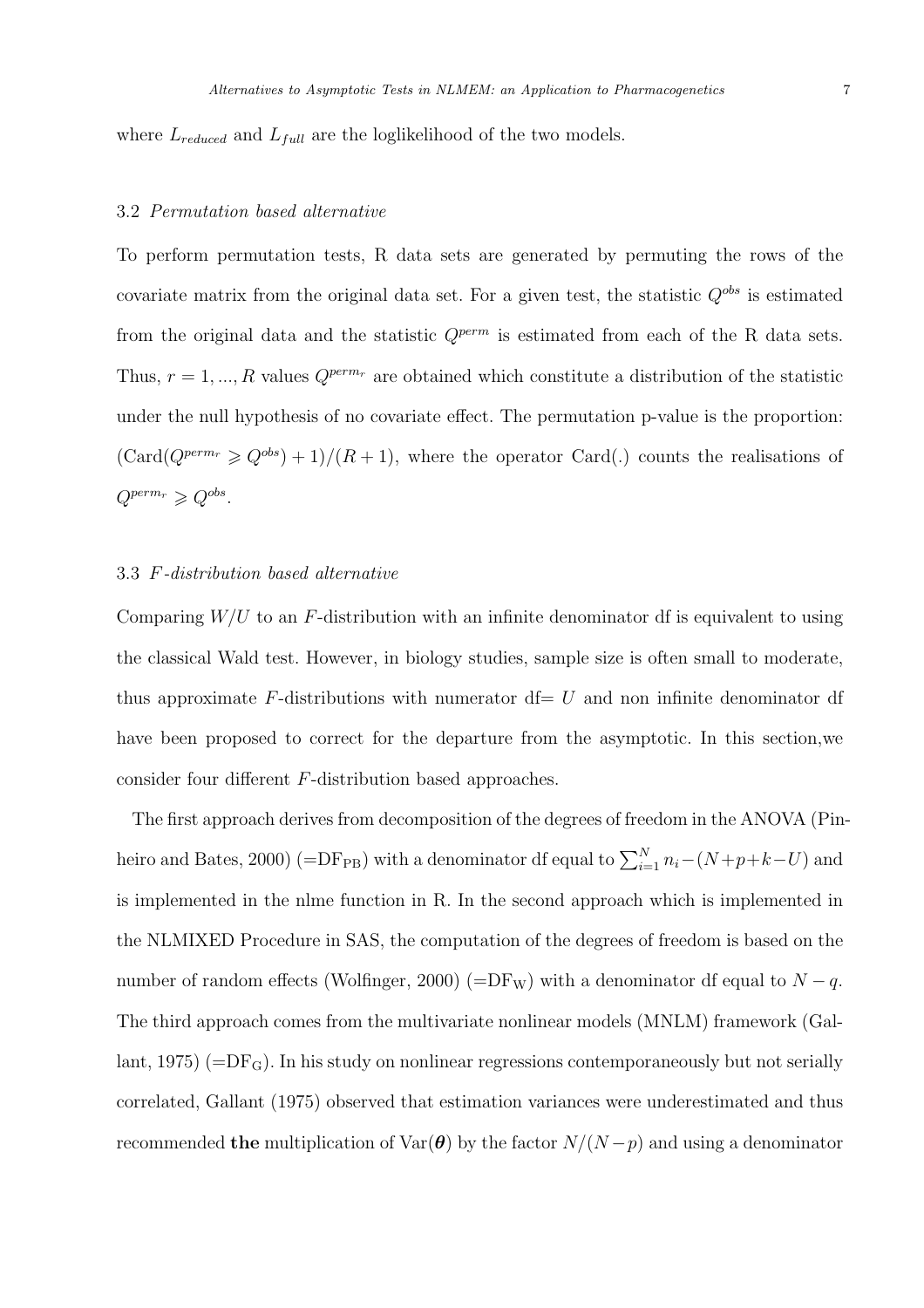where $L_{reduced}$ and $L_{full}$ are the loglikelihood of the two models.

### 3.2 *Permutation based alternative*

To perform permutation tests, R data sets are generated by permuting the rows of the covariate matrix from the original data set. For a given test, the statistic $Q^{obs}$ is estimated from the original data and the statistic $Q^{perm}$ is estimated from each of the R data sets. Thus, $r = 1, ..., R$ values $Q^{perm_r}$ are obtained which constitute a distribution of the statistic under the null hypothesis of no covariate effect. The permutation p-value is the proportion: $(\text{Card}(Q^{perm_r} \geqslant Q^{obs}) + 1)/(R + 1)$, where the operator Card(.) counts the realisations of $Q^{perm_r} \geqslant Q^{obs}$.

### 3.3 *F-distribution based alternative*

Comparing $W/U$ to an $F$-distribution with an infinite denominator df is equivalent to using the classical Wald test. However, in biology studies, sample size is often small to moderate, thus approximate $F$-distributions with numerator df$= U$ and non infinite denominator df have been proposed to correct for the departure from the asymptotic. In this section,we consider four different $F$-distribution based approaches.

The first approach derives from decomposition of the degrees of freedom in the ANOVA (Pinheiro and Bates, 2000) ($=\text{DF}_{\text{PB}}$) with a denominator df equal to $\sum_{i=1}^{N} n_i - (N+p+k-U)$ and is implemented in the nlme function in R. In the second approach which is implemented in the NLMIXED Procedure in SAS, the computation of the degrees of freedom is based on the number of random effects (Wolfinger, 2000) ($=\text{DF}_{\text{W}}$) with a denominator df equal to $N - q$. The third approach comes from the multivariate nonlinear models (MNLM) framework (Gallant, 1975) ($=\text{DF}_{\text{G}}$). In his study on nonlinear regressions contemporaneously but not serially correlated, Gallant (1975) observed that estimation variances were underestimated and thus recommended **the** multiplication of $\text{Var}(\boldsymbol{\theta})$ by the factor $N/(N-p)$ and using a denominator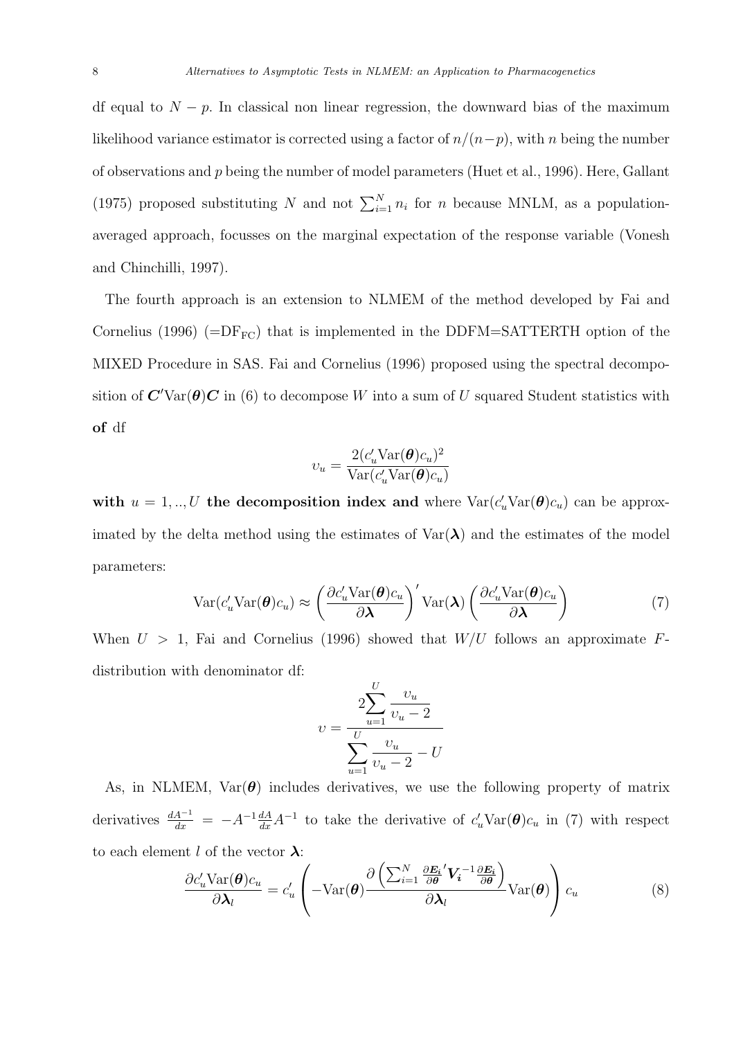df equal to $N - p$. In classical non linear regression, the downward bias of the maximum likelihood variance estimator is corrected using a factor of $n/(n-p)$, with $n$ being the number of observations and $p$ being the number of model parameters (Huet et al., 1996). Here, Gallant (1975) proposed substituting $N$ and not $\sum_{i=1}^{N} n_i$ for $n$ because MNLM, as a population-averaged approach, focusses on the marginal expectation of the response variable (Vonesh and Chinchilli, 1997).

The fourth approach is an extension to NLMEM of the method developed by Fai and Cornelius (1996) (=$\mathrm{DF_{FC}}$) that is implemented in the DDFM=SATTERTH option of the MIXED Procedure in SAS. Fai and Cornelius (1996) proposed using the spectral decomposition of $\boldsymbol{C}'\mathrm{Var}(\boldsymbol{\theta})\boldsymbol{C}$ in (6) to decompose $W$ into a sum of $U$ squared Student statistics with **of** df

$$\upsilon_u = \frac{2(c_u'\mathrm{Var}(\boldsymbol{\theta})c_u)^2}{\mathrm{Var}(c_u'\mathrm{Var}(\boldsymbol{\theta})c_u)}$$

**with** $u = 1, .., U$ **the decomposition index and** where $\mathrm{Var}(c_u'\mathrm{Var}(\boldsymbol{\theta})c_u)$ can be approximated by the delta method using the estimates of $\mathrm{Var}(\boldsymbol{\lambda})$ and the estimates of the model parameters:

$$\mathrm{Var}(c_u'\mathrm{Var}(\boldsymbol{\theta})c_u) \approx \left(\frac{\partial c_u'\mathrm{Var}(\boldsymbol{\theta})c_u}{\partial \boldsymbol{\lambda}}\right)' \mathrm{Var}(\boldsymbol{\lambda}) \left(\frac{\partial c_u'\mathrm{Var}(\boldsymbol{\theta})c_u}{\partial \boldsymbol{\lambda}}\right) \quad (7)$$

When $U > 1$, Fai and Cornelius (1996) showed that $W/U$ follows an approximate $F$-distribution with denominator df:

$$\upsilon = \frac{2\displaystyle\sum_{u=1}^{U} \frac{\upsilon_u}{\upsilon_u - 2}}{\displaystyle\sum_{u=1}^{U} \frac{\upsilon_u}{\upsilon_u - 2} - U}$$

As, in NLMEM, $\mathrm{Var}(\boldsymbol{\theta})$ includes derivatives, we use the following property of matrix derivatives $\frac{dA^{-1}}{dx} = -A^{-1}\frac{dA}{dx}A^{-1}$ to take the derivative of $c_u'\mathrm{Var}(\boldsymbol{\theta})c_u$ in (7) with respect to each element $l$ of the vector $\boldsymbol{\lambda}$:

$$\frac{\partial c_u'\mathrm{Var}(\boldsymbol{\theta})c_u}{\partial \boldsymbol{\lambda}_l} = c_u' \left( -\mathrm{Var}(\boldsymbol{\theta}) \frac{\partial \left( \sum_{i=1}^{N} \frac{\partial \boldsymbol{E_i}}{\partial \boldsymbol{\theta}}' \boldsymbol{V_i}^{-1} \frac{\partial \boldsymbol{E_i}}{\partial \boldsymbol{\theta}} \right)}{\partial \boldsymbol{\lambda}_l} \mathrm{Var}(\boldsymbol{\theta}) \right) c_u \quad (8)$$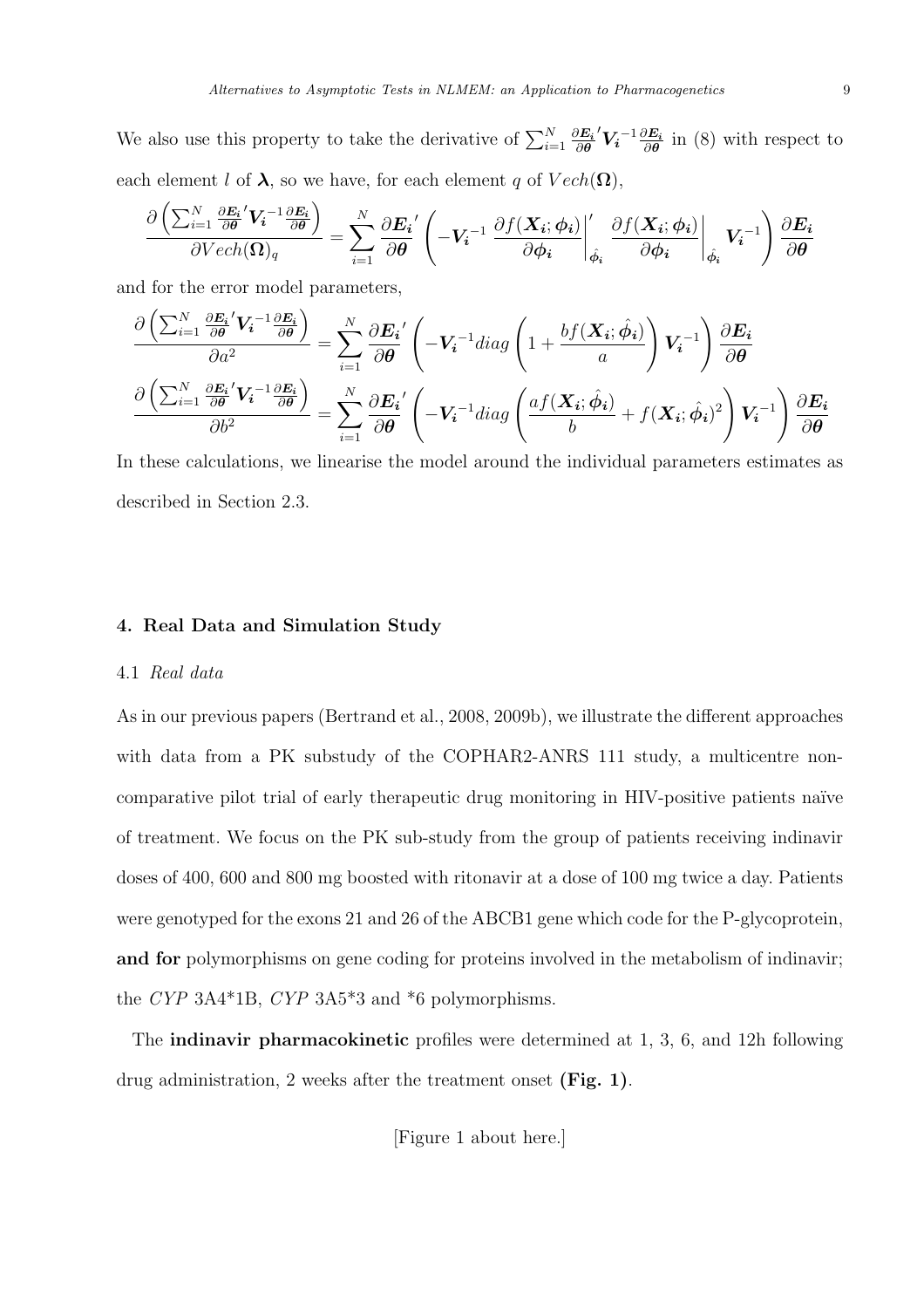We also use this property to take the derivative of $\sum_{i=1}^{N} \frac{\partial \boldsymbol{E_i}}{\partial \boldsymbol{\theta}}' \boldsymbol{V_i}^{-1} \frac{\partial \boldsymbol{E_i}}{\partial \boldsymbol{\theta}}$ in (8) with respect to each element $l$ of $\boldsymbol{\lambda}$, so we have, for each element $q$ of $Vech(\boldsymbol{\Omega})$,

$$\frac{\partial \left( \sum_{i=1}^{N} \frac{\partial \boldsymbol{E_i}}{\partial \boldsymbol{\theta}}' \boldsymbol{V_i}^{-1} \frac{\partial \boldsymbol{E_i}}{\partial \boldsymbol{\theta}} \right)}{\partial Vech(\boldsymbol{\Omega})_q} = \sum_{i=1}^{N} \frac{\partial \boldsymbol{E_i}}{\partial \boldsymbol{\theta}}' \left( -\boldsymbol{V_i}^{-1} \left. \frac{\partial f(\boldsymbol{X_i}; \boldsymbol{\phi_i})}{\partial \boldsymbol{\phi_i}} \right|_{\hat{\phi}_i}' \left. \frac{\partial f(\boldsymbol{X_i}; \boldsymbol{\phi_i})}{\partial \boldsymbol{\phi_i}} \right|_{\hat{\phi}_i} \boldsymbol{V_i}^{-1} \right) \frac{\partial \boldsymbol{E_i}}{\partial \boldsymbol{\theta}}$$

and for the error model parameters,

$$\frac{\partial \left( \sum_{i=1}^{N} \frac{\partial \boldsymbol{E_i}}{\partial \boldsymbol{\theta}}' \boldsymbol{V_i}^{-1} \frac{\partial \boldsymbol{E_i}}{\partial \boldsymbol{\theta}} \right)}{\partial a^2} = \sum_{i=1}^{N} \frac{\partial \boldsymbol{E_i}}{\partial \boldsymbol{\theta}}' \left( -\boldsymbol{V_i}^{-1} diag \left( 1 + \frac{b f(\boldsymbol{X_i}; \hat{\boldsymbol{\phi}}_i)}{a} \right) \boldsymbol{V_i}^{-1} \right) \frac{\partial \boldsymbol{E_i}}{\partial \boldsymbol{\theta}}$$

$$\frac{\partial \left( \sum_{i=1}^{N} \frac{\partial \boldsymbol{E_i}}{\partial \boldsymbol{\theta}}' \boldsymbol{V_i}^{-1} \frac{\partial \boldsymbol{E_i}}{\partial \boldsymbol{\theta}} \right)}{\partial b^2} = \sum_{i=1}^{N} \frac{\partial \boldsymbol{E_i}}{\partial \boldsymbol{\theta}}' \left( -\boldsymbol{V_i}^{-1} diag \left( \frac{a f(\boldsymbol{X_i}; \hat{\boldsymbol{\phi}}_i)}{b} + f(\boldsymbol{X_i}; \hat{\boldsymbol{\phi}}_i)^2 \right) \boldsymbol{V_i}^{-1} \right) \frac{\partial \boldsymbol{E_i}}{\partial \boldsymbol{\theta}}$$

In these calculations, we linearise the model around the individual parameters estimates as described in Section 2.3.

## 4. Real Data and Simulation Study

### 4.1 *Real data*

As in our previous papers (Bertrand et al., 2008, 2009b), we illustrate the different approaches with data from a PK substudy of the COPHAR2-ANRS 111 study, a multicentre non-comparative pilot trial of early therapeutic drug monitoring in HIV-positive patients naïve of treatment. We focus on the PK sub-study from the group of patients receiving indinavir doses of 400, 600 and 800 mg boosted with ritonavir at a dose of 100 mg twice a day. Patients were genotyped for the exons 21 and 26 of the ABCB1 gene which code for the P-glycoprotein, **and for** polymorphisms on gene coding for proteins involved in the metabolism of indinavir; the *CYP* 3A4*1B, *CYP* 3A5*3 and *6 polymorphisms.

The **indinavir pharmacokinetic** profiles were determined at 1, 3, 6, and 12h following drug administration, 2 weeks after the treatment onset **(Fig. 1)**.

[Figure 1 about here.]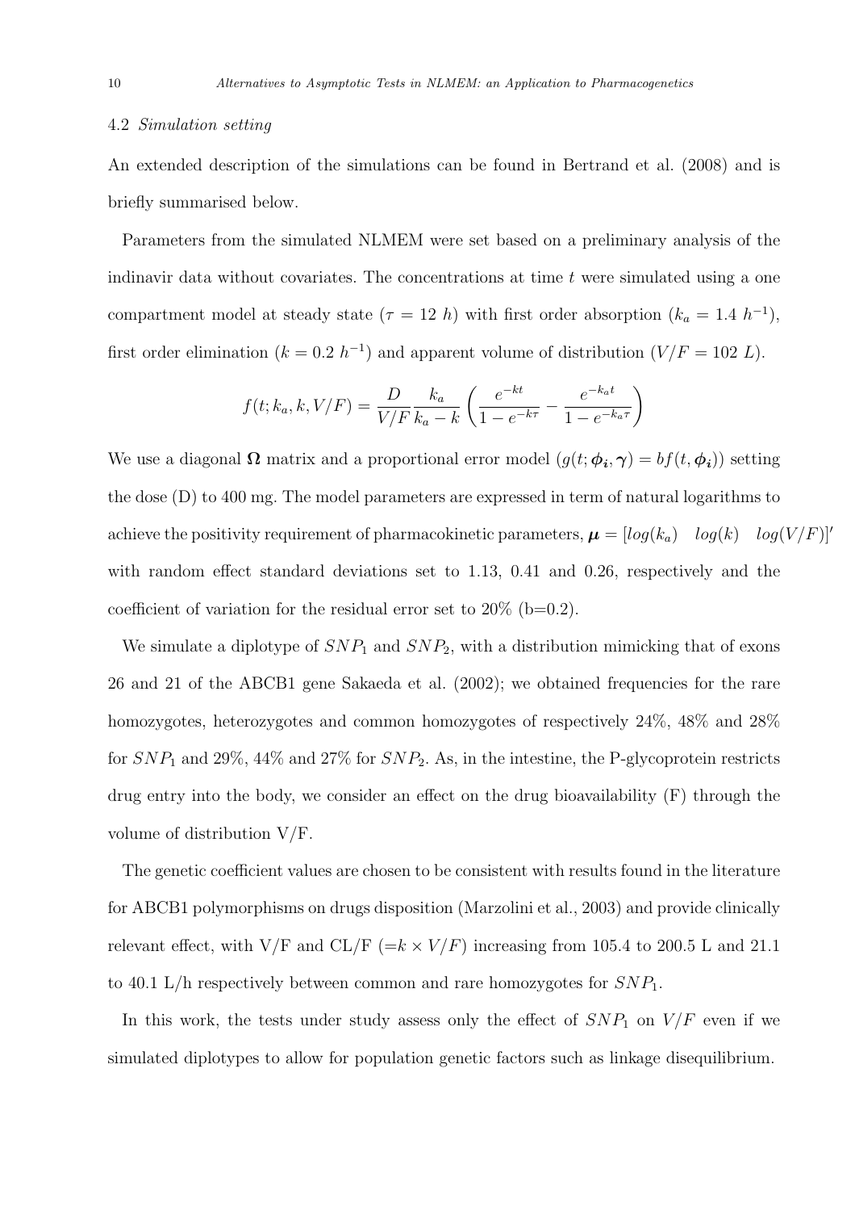### 4.2 *Simulation setting*

An extended description of the simulations can be found in Bertrand et al. (2008) and is briefly summarised below.

Parameters from the simulated NLMEM were set based on a preliminary analysis of the indinavir data without covariates. The concentrations at time $t$ were simulated using a one compartment model at steady state ($\tau = 12\ h$) with first order absorption ($k_a = 1.4\ h^{-1}$), first order elimination ($k = 0.2\ h^{-1}$) and apparent volume of distribution ($V/F = 102\ L$).

$$f(t; k_a, k, V/F) = \frac{D}{V/F} \frac{k_a}{k_a - k} \left( \frac{e^{-kt}}{1 - e^{-k\tau}} - \frac{e^{-k_a t}}{1 - e^{-k_a \tau}} \right)$$

We use a diagonal $\mathbf{\Omega}$ matrix and a proportional error model ($g(t; \boldsymbol{\phi_i}, \boldsymbol{\gamma}) = bf(t, \boldsymbol{\phi_i})$) setting the dose (D) to 400 mg. The model parameters are expressed in term of natural logarithms to achieve the positivity requirement of pharmacokinetic parameters, $\boldsymbol{\mu} = [log(k_a) \quad log(k) \quad log(V/F)]'$ with random effect standard deviations set to 1.13, 0.41 and 0.26, respectively and the coefficient of variation for the residual error set to 20% (b=0.2).

We simulate a diplotype of $SNP_1$ and $SNP_2$, with a distribution mimicking that of exons 26 and 21 of the ABCB1 gene Sakaeda et al. (2002); we obtained frequencies for the rare homozygotes, heterozygotes and common homozygotes of respectively 24%, 48% and 28% for $SNP_1$ and 29%, 44% and 27% for $SNP_2$. As, in the intestine, the P-glycoprotein restricts drug entry into the body, we consider an effect on the drug bioavailability (F) through the volume of distribution V/F.

The genetic coefficient values are chosen to be consistent with results found in the literature for ABCB1 polymorphisms on drugs disposition (Marzolini et al., 2003) and provide clinically relevant effect, with V/F and CL/F ($=k \times V/F$) increasing from 105.4 to 200.5 L and 21.1 to 40.1 L/h respectively between common and rare homozygotes for $SNP_1$.

In this work, the tests under study assess only the effect of $SNP_1$ on $V/F$ even if we simulated diplotypes to allow for population genetic factors such as linkage disequilibrium.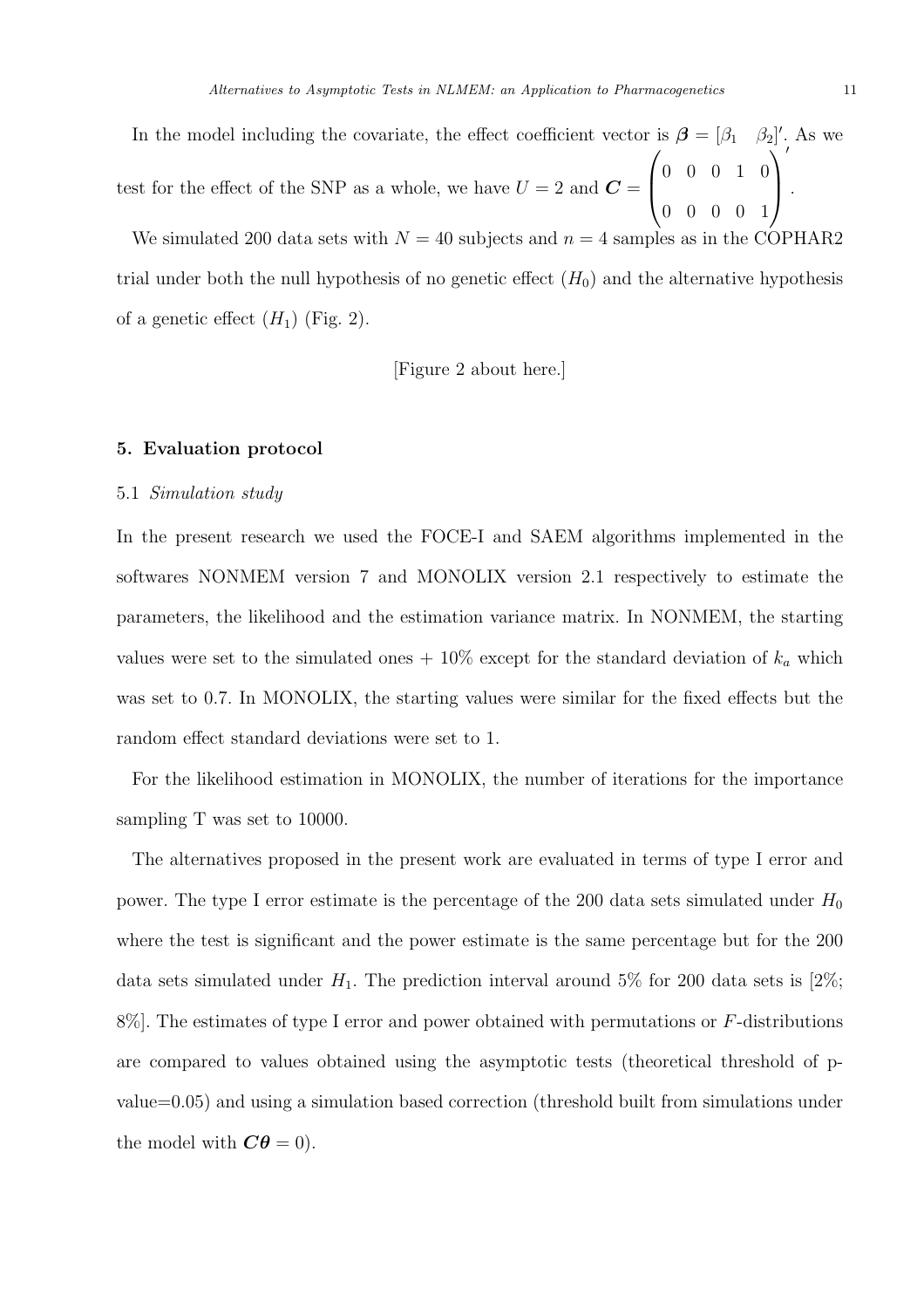In the model including the covariate, the effect coefficient vector is $\boldsymbol{\beta} = [\beta_1 \quad \beta_2]'$. As we test for the effect of the SNP as a whole, we have $U = 2$ and $\boldsymbol{C} = \begin{pmatrix} 0 & 0 & 0 & 1 & 0 \\ 0 & 0 & 0 & 0 & 1 \end{pmatrix}'$.

We simulated 200 data sets with $N = 40$ subjects and $n = 4$ samples as in the COPHAR2 trial under both the null hypothesis of no genetic effect ($H_0$) and the alternative hypothesis of a genetic effect ($H_1$) (Fig. 2).

[Figure 2 about here.]

## 5. Evaluation protocol

### 5.1 *Simulation study*

In the present research we used the FOCE-I and SAEM algorithms implemented in the softwares NONMEM version 7 and MONOLIX version 2.1 respectively to estimate the parameters, the likelihood and the estimation variance matrix. In NONMEM, the starting values were set to the simulated ones + 10% except for the standard deviation of $k_a$ which was set to 0.7. In MONOLIX, the starting values were similar for the fixed effects but the random effect standard deviations were set to 1.

For the likelihood estimation in MONOLIX, the number of iterations for the importance sampling T was set to 10000.

The alternatives proposed in the present work are evaluated in terms of type I error and power. The type I error estimate is the percentage of the 200 data sets simulated under $H_0$ where the test is significant and the power estimate is the same percentage but for the 200 data sets simulated under $H_1$. The prediction interval around 5% for 200 data sets is [2%; 8%]. The estimates of type I error and power obtained with permutations or $F$-distributions are compared to values obtained using the asymptotic tests (theoretical threshold of p-value=0.05) and using a simulation based correction (threshold built from simulations under the model with $\boldsymbol{C\theta} = 0$).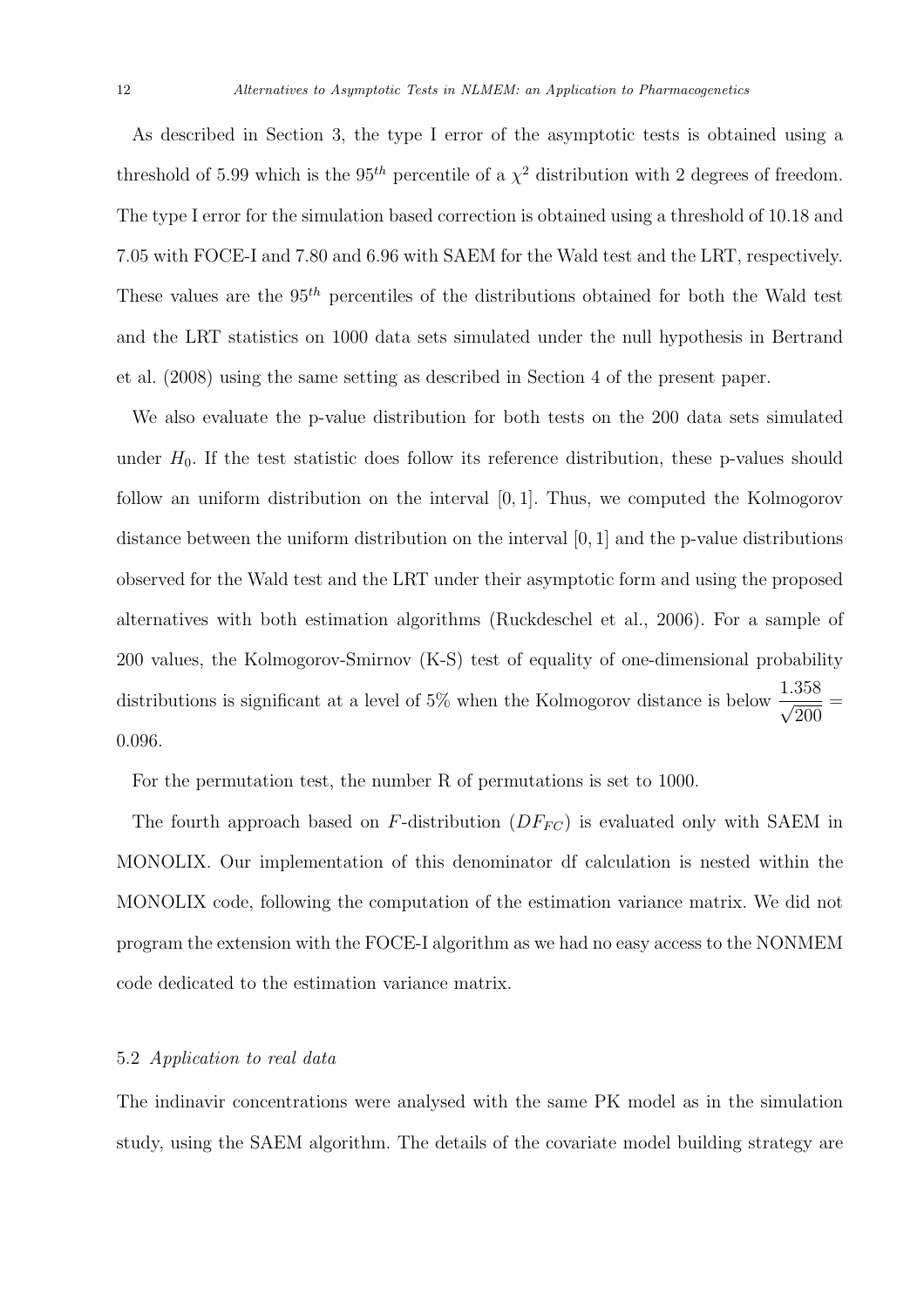As described in Section 3, the type I error of the asymptotic tests is obtained using a threshold of 5.99 which is the $95^{th}$ percentile of a $\chi^2$ distribution with 2 degrees of freedom. The type I error for the simulation based correction is obtained using a threshold of 10.18 and 7.05 with FOCE-I and 7.80 and 6.96 with SAEM for the Wald test and the LRT, respectively. These values are the $95^{th}$ percentiles of the distributions obtained for both the Wald test and the LRT statistics on 1000 data sets simulated under the null hypothesis in Bertrand et al. (2008) using the same setting as described in Section 4 of the present paper.

We also evaluate the p-value distribution for both tests on the 200 data sets simulated under $H_0$. If the test statistic does follow its reference distribution, these p-values should follow an uniform distribution on the interval $[0, 1]$. Thus, we computed the Kolmogorov distance between the uniform distribution on the interval $[0, 1]$ and the p-value distributions observed for the Wald test and the LRT under their asymptotic form and using the proposed alternatives with both estimation algorithms (Ruckdeschel et al., 2006). For a sample of 200 values, the Kolmogorov-Smirnov (K-S) test of equality of one-dimensional probability distributions is significant at a level of 5% when the Kolmogorov distance is below $\frac{1.358}{\sqrt{200}} = 0.096$.

For the permutation test, the number R of permutations is set to 1000.

The fourth approach based on $F$-distribution ($DF_{FC}$) is evaluated only with SAEM in MONOLIX. Our implementation of this denominator df calculation is nested within the MONOLIX code, following the computation of the estimation variance matrix. We did not program the extension with the FOCE-I algorithm as we had no easy access to the NONMEM code dedicated to the estimation variance matrix.

### 5.2 *Application to real data*

The indinavir concentrations were analysed with the same PK model as in the simulation study, using the SAEM algorithm. The details of the covariate model building strategy are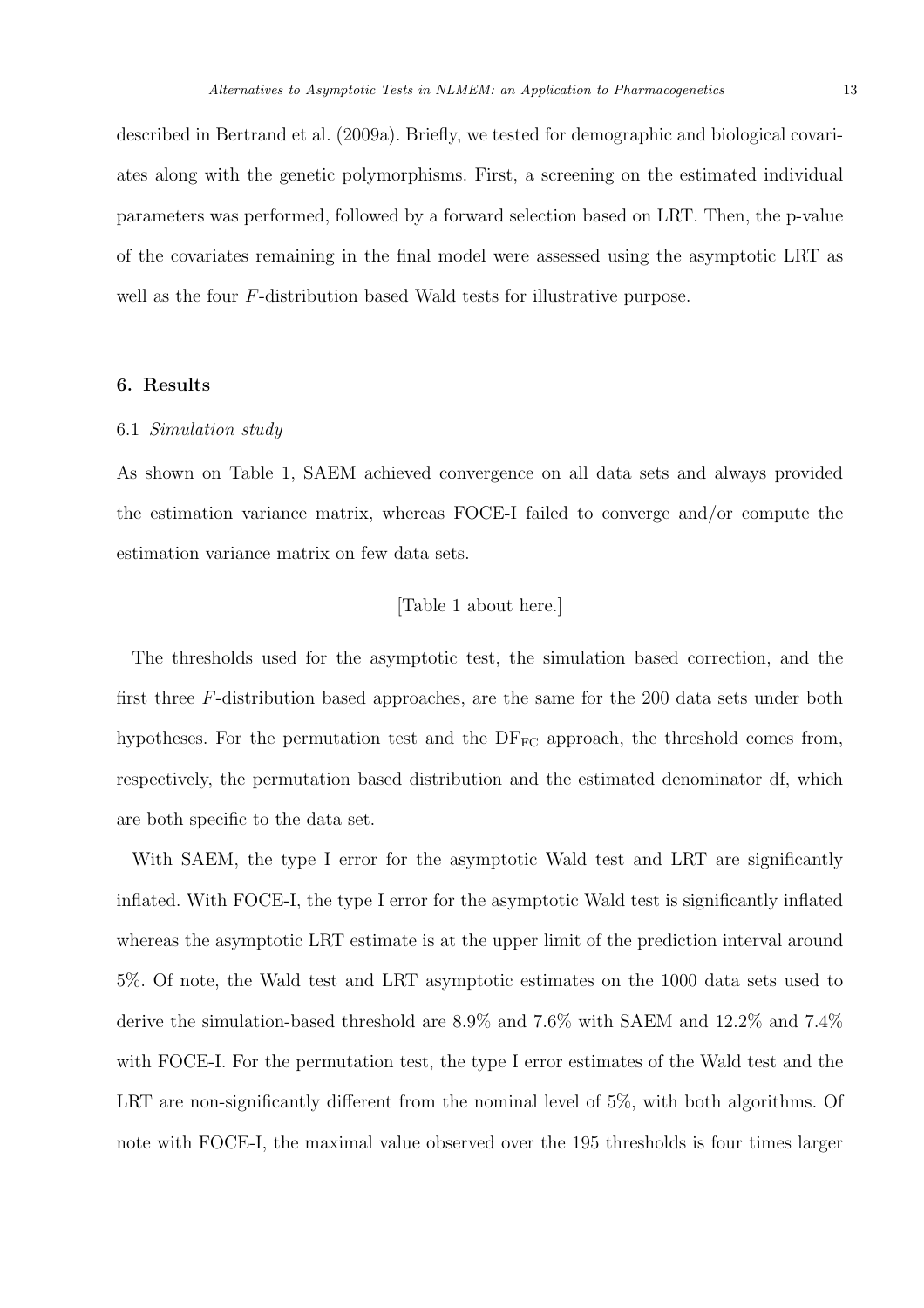described in Bertrand et al. (2009a). Briefly, we tested for demographic and biological covariates along with the genetic polymorphisms. First, a screening on the estimated individual parameters was performed, followed by a forward selection based on LRT. Then, the p-value of the covariates remaining in the final model were assessed using the asymptotic LRT as well as the four $F$-distribution based Wald tests for illustrative purpose.

## 6. Results

### 6.1 *Simulation study*

As shown on Table 1, SAEM achieved convergence on all data sets and always provided the estimation variance matrix, whereas FOCE-I failed to converge and/or compute the estimation variance matrix on few data sets.

[Table 1 about here.]

The thresholds used for the asymptotic test, the simulation based correction, and the first three $F$-distribution based approaches, are the same for the 200 data sets under both hypotheses. For the permutation test and the $\mathrm{DF}_{\mathrm{FC}}$ approach, the threshold comes from, respectively, the permutation based distribution and the estimated denominator df, which are both specific to the data set.

With SAEM, the type I error for the asymptotic Wald test and LRT are significantly inflated. With FOCE-I, the type I error for the asymptotic Wald test is significantly inflated whereas the asymptotic LRT estimate is at the upper limit of the prediction interval around 5%. Of note, the Wald test and LRT asymptotic estimates on the 1000 data sets used to derive the simulation-based threshold are 8.9% and 7.6% with SAEM and 12.2% and 7.4% with FOCE-I. For the permutation test, the type I error estimates of the Wald test and the LRT are non-significantly different from the nominal level of 5%, with both algorithms. Of note with FOCE-I, the maximal value observed over the 195 thresholds is four times larger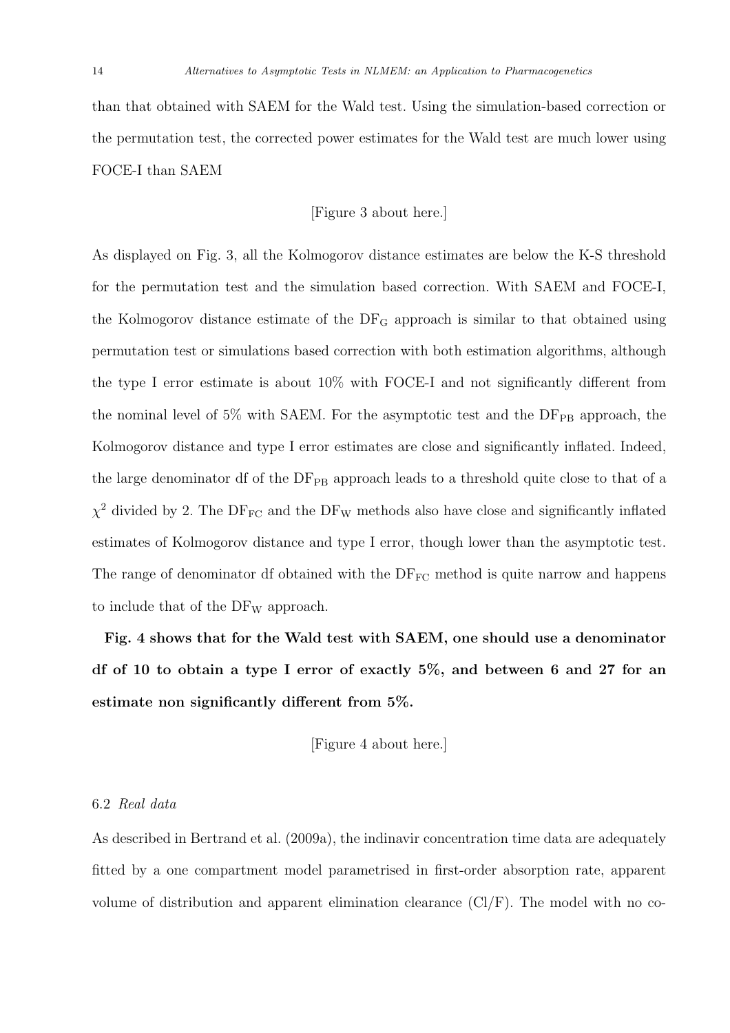than that obtained with SAEM for the Wald test. Using the simulation-based correction or the permutation test, the corrected power estimates for the Wald test are much lower using FOCE-I than SAEM

[Figure 3 about here.]

As displayed on Fig. 3, all the Kolmogorov distance estimates are below the K-S threshold for the permutation test and the simulation based correction. With SAEM and FOCE-I, the Kolmogorov distance estimate of the $\text{DF}_{\text{G}}$ approach is similar to that obtained using permutation test or simulations based correction with both estimation algorithms, although the type I error estimate is about 10% with FOCE-I and not significantly different from the nominal level of 5% with SAEM. For the asymptotic test and the $\text{DF}_{\text{PB}}$ approach, the Kolmogorov distance and type I error estimates are close and significantly inflated. Indeed, the large denominator df of the $\text{DF}_{\text{PB}}$ approach leads to a threshold quite close to that of a $\chi^2$ divided by 2. The $\text{DF}_{\text{FC}}$ and the $\text{DF}_{\text{W}}$ methods also have close and significantly inflated estimates of Kolmogorov distance and type I error, though lower than the asymptotic test. The range of denominator df obtained with the $\text{DF}_{\text{FC}}$ method is quite narrow and happens to include that of the $\text{DF}_{\text{W}}$ approach.

**Fig. 4 shows that for the Wald test with SAEM, one should use a denominator df of 10 to obtain a type I error of exactly 5%, and between 6 and 27 for an estimate non significantly different from 5%.**

[Figure 4 about here.]

### 6.2 *Real data*

As described in Bertrand et al. (2009a), the indinavir concentration time data are adequately fitted by a one compartment model parametrised in first-order absorption rate, apparent volume of distribution and apparent elimination clearance (Cl/F). The model with no co-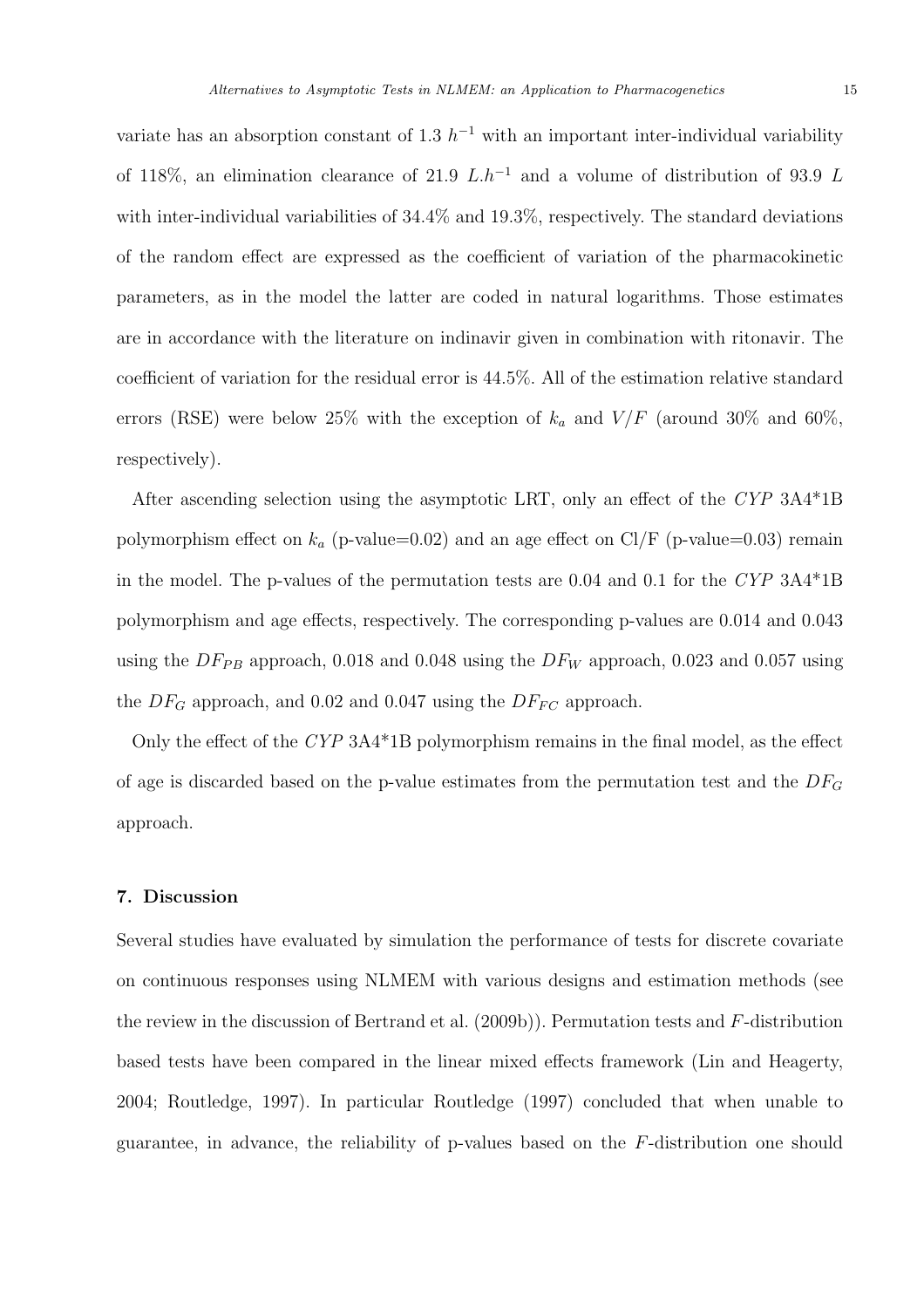variate has an absorption constant of 1.3 $h^{-1}$ with an important inter-individual variability of 118%, an elimination clearance of 21.9 $L.h^{-1}$ and a volume of distribution of 93.9 $L$ with inter-individual variabilities of 34.4% and 19.3%, respectively. The standard deviations of the random effect are expressed as the coefficient of variation of the pharmacokinetic parameters, as in the model the latter are coded in natural logarithms. Those estimates are in accordance with the literature on indinavir given in combination with ritonavir. The coefficient of variation for the residual error is 44.5%. All of the estimation relative standard errors (RSE) were below 25% with the exception of $k_a$ and $V/F$ (around 30% and 60%, respectively).

After ascending selection using the asymptotic LRT, only an effect of the *CYP* 3A4*1B polymorphism effect on $k_a$ (p-value=0.02) and an age effect on Cl/F (p-value=0.03) remain in the model. The p-values of the permutation tests are 0.04 and 0.1 for the *CYP* 3A4*1B polymorphism and age effects, respectively. The corresponding p-values are 0.014 and 0.043 using the $DF_{PB}$ approach, 0.018 and 0.048 using the $DF_W$ approach, 0.023 and 0.057 using the $DF_G$ approach, and 0.02 and 0.047 using the $DF_{FC}$ approach.

Only the effect of the *CYP* 3A4*1B polymorphism remains in the final model, as the effect of age is discarded based on the p-value estimates from the permutation test and the $DF_G$ approach.

## 7. Discussion

Several studies have evaluated by simulation the performance of tests for discrete covariate on continuous responses using NLMEM with various designs and estimation methods (see the review in the discussion of Bertrand et al. (2009b)). Permutation tests and $F$-distribution based tests have been compared in the linear mixed effects framework (Lin and Heagerty, 2004; Routledge, 1997). In particular Routledge (1997) concluded that when unable to guarantee, in advance, the reliability of p-values based on the $F$-distribution one should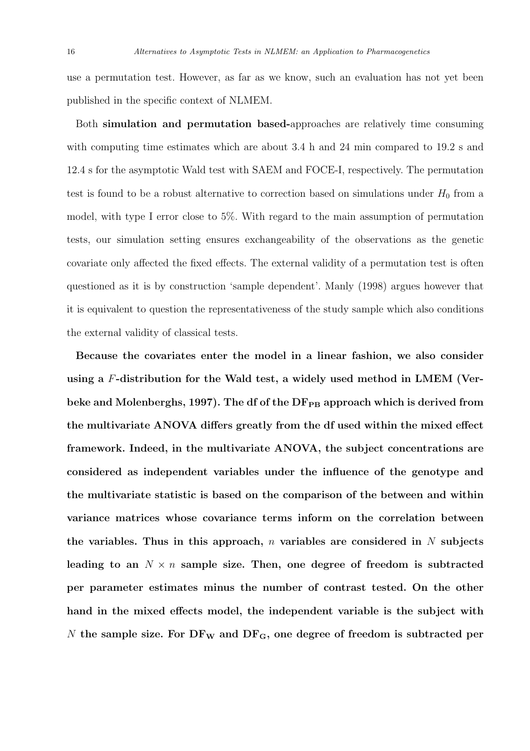use a permutation test. However, as far as we know, such an evaluation has not yet been published in the specific context of NLMEM.

Both **simulation and permutation based-**approaches are relatively time consuming with computing time estimates which are about 3.4 h and 24 min compared to 19.2 s and 12.4 s for the asymptotic Wald test with SAEM and FOCE-I, respectively. The permutation test is found to be a robust alternative to correction based on simulations under $H_0$ from a model, with type I error close to 5%. With regard to the main assumption of permutation tests, our simulation setting ensures exchangeability of the observations as the genetic covariate only affected the fixed effects. The external validity of a permutation test is often questioned as it is by construction 'sample dependent'. Manly (1998) argues however that it is equivalent to question the representativeness of the study sample which also conditions the external validity of classical tests.

**Because the covariates enter the model in a linear fashion, we also consider using a $F$-distribution for the Wald test, a widely used method in LMEM (Verbeke and Molenberghs, 1997). The df of the $\mathrm{DF_{PB}}$ approach which is derived from the multivariate ANOVA differs greatly from the df used within the mixed effect framework. Indeed, in the multivariate ANOVA, the subject concentrations are considered as independent variables under the influence of the genotype and the multivariate statistic is based on the comparison of the between and within variance matrices whose covariance terms inform on the correlation between the variables. Thus in this approach, $n$ variables are considered in $N$ subjects leading to an $N \times n$ sample size. Then, one degree of freedom is subtracted per parameter estimates minus the number of contrast tested. On the other hand in the mixed effects model, the independent variable is the subject with $N$ the sample size. For $\mathrm{DF_W}$ and $\mathrm{DF_G}$, one degree of freedom is subtracted per**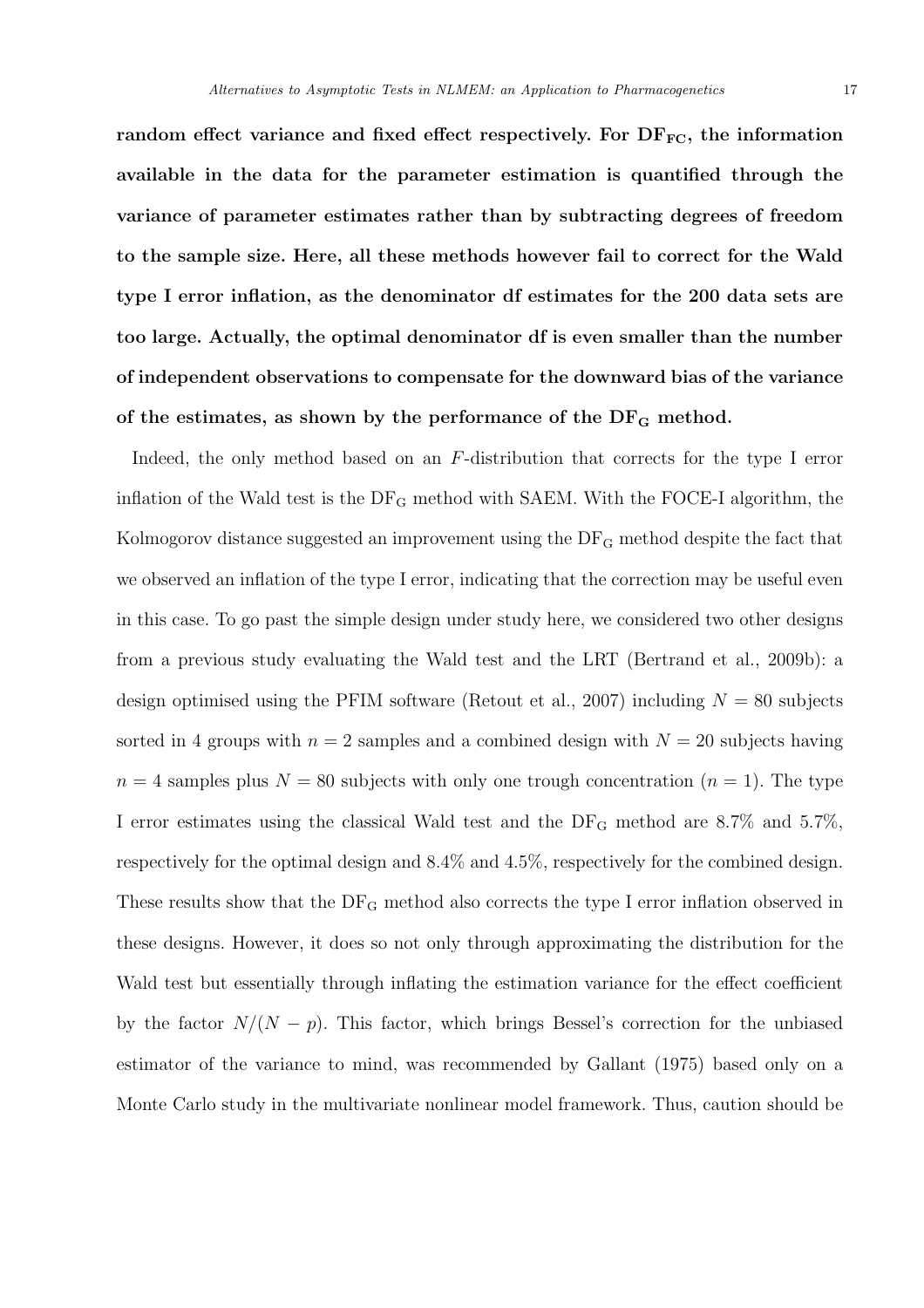**random effect variance and fixed effect respectively. For $\mathrm{DF_{FC}}$, the information available in the data for the parameter estimation is quantified through the variance of parameter estimates rather than by subtracting degrees of freedom to the sample size. Here, all these methods however fail to correct for the Wald type I error inflation, as the denominator df estimates for the 200 data sets are too large. Actually, the optimal denominator df is even smaller than the number of independent observations to compensate for the downward bias of the variance of the estimates, as shown by the performance of the $\mathrm{DF_G}$ method.**

Indeed, the only method based on an $F$-distribution that corrects for the type I error inflation of the Wald test is the $\mathrm{DF_G}$ method with SAEM. With the FOCE-I algorithm, the Kolmogorov distance suggested an improvement using the $\mathrm{DF_G}$ method despite the fact that we observed an inflation of the type I error, indicating that the correction may be useful even in this case. To go past the simple design under study here, we considered two other designs from a previous study evaluating the Wald test and the LRT (Bertrand et al., 2009b): a design optimised using the PFIM software (Retout et al., 2007) including $N = 80$ subjects sorted in 4 groups with $n = 2$ samples and a combined design with $N = 20$ subjects having $n = 4$ samples plus $N = 80$ subjects with only one trough concentration ($n = 1$). The type I error estimates using the classical Wald test and the $\mathrm{DF_G}$ method are 8.7% and 5.7%, respectively for the optimal design and 8.4% and 4.5%, respectively for the combined design. These results show that the $\mathrm{DF_G}$ method also corrects the type I error inflation observed in these designs. However, it does so not only through approximating the distribution for the Wald test but essentially through inflating the estimation variance for the effect coefficient by the factor $N/(N - p)$. This factor, which brings Bessel's correction for the unbiased estimator of the variance to mind, was recommended by Gallant (1975) based only on a Monte Carlo study in the multivariate nonlinear model framework. Thus, caution should be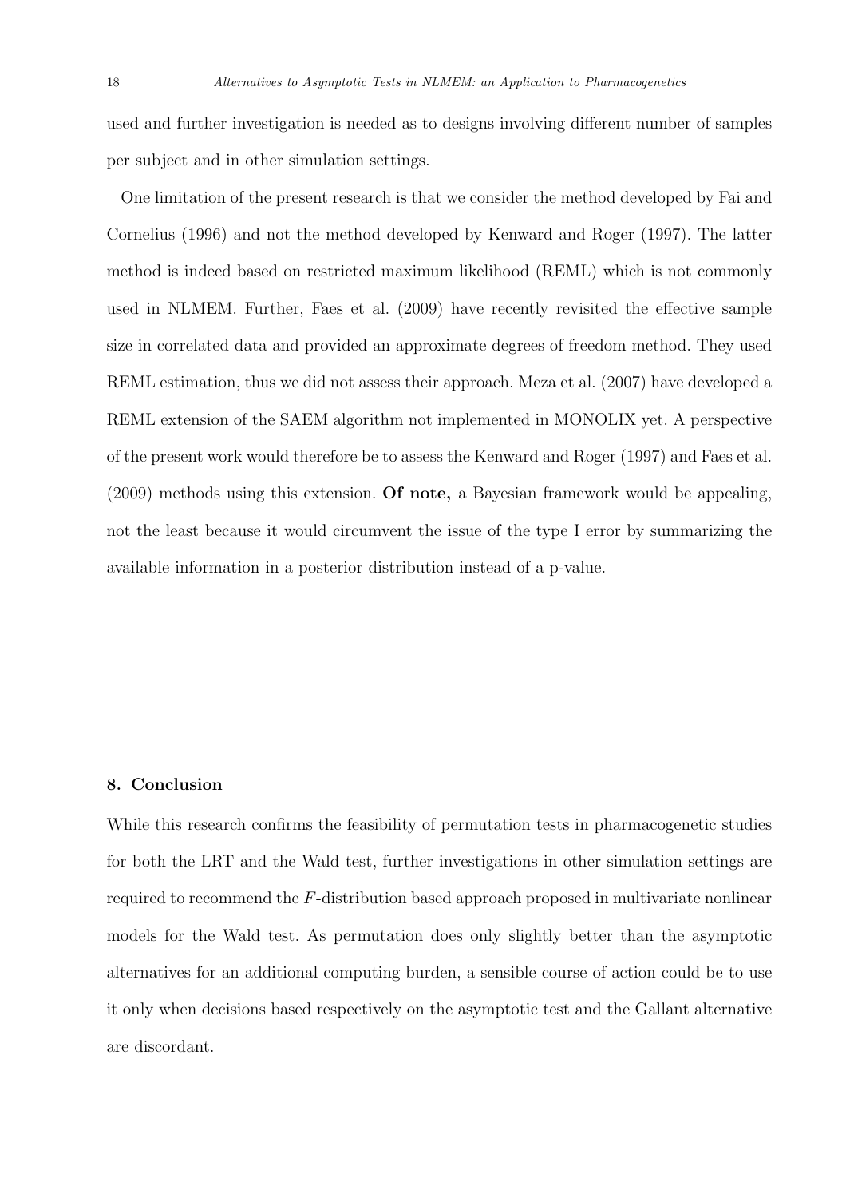used and further investigation is needed as to designs involving different number of samples per subject and in other simulation settings.

One limitation of the present research is that we consider the method developed by Fai and Cornelius (1996) and not the method developed by Kenward and Roger (1997). The latter method is indeed based on restricted maximum likelihood (REML) which is not commonly used in NLMEM. Further, Faes et al. (2009) have recently revisited the effective sample size in correlated data and provided an approximate degrees of freedom method. They used REML estimation, thus we did not assess their approach. Meza et al. (2007) have developed a REML extension of the SAEM algorithm not implemented in MONOLIX yet. A perspective of the present work would therefore be to assess the Kenward and Roger (1997) and Faes et al. (2009) methods using this extension. **Of note,** a Bayesian framework would be appealing, not the least because it would circumvent the issue of the type I error by summarizing the available information in a posterior distribution instead of a p-value.

## 8. Conclusion

While this research confirms the feasibility of permutation tests in pharmacogenetic studies for both the LRT and the Wald test, further investigations in other simulation settings are required to recommend the $F$-distribution based approach proposed in multivariate nonlinear models for the Wald test. As permutation does only slightly better than the asymptotic alternatives for an additional computing burden, a sensible course of action could be to use it only when decisions based respectively on the asymptotic test and the Gallant alternative are discordant.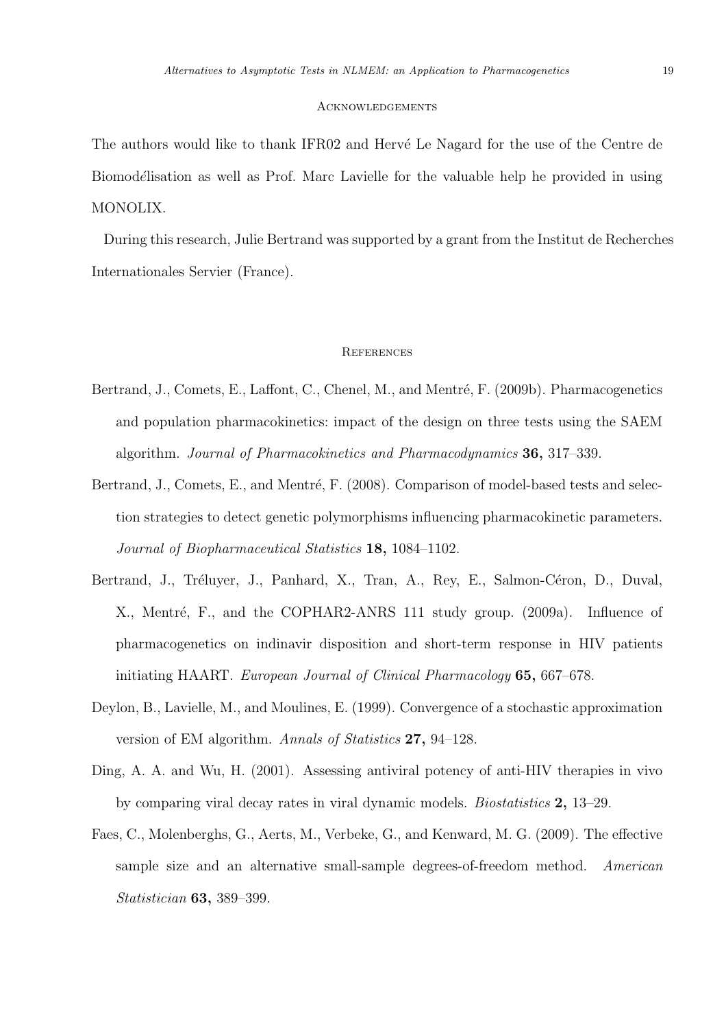## Acknowledgements

The authors would like to thank IFR02 and Hervé Le Nagard for the use of the Centre de Biomodélisation as well as Prof. Marc Lavielle for the valuable help he provided in using MONOLIX.

During this research, Julie Bertrand was supported by a grant from the Institut de Recherches Internationales Servier (France).

## References

Bertrand, J., Comets, E., Laffont, C., Chenel, M., and Mentré, F. (2009b). Pharmacogenetics and population pharmacokinetics: impact of the design on three tests using the SAEM algorithm. *Journal of Pharmacokinetics and Pharmacodynamics* **36,** 317–339.

Bertrand, J., Comets, E., and Mentré, F. (2008). Comparison of model-based tests and selection strategies to detect genetic polymorphisms influencing pharmacokinetic parameters. *Journal of Biopharmaceutical Statistics* **18,** 1084–1102.

Bertrand, J., Tréluyer, J., Panhard, X., Tran, A., Rey, E., Salmon-Céron, D., Duval, X., Mentré, F., and the COPHAR2-ANRS 111 study group. (2009a). Influence of pharmacogenetics on indinavir disposition and short-term response in HIV patients initiating HAART. *European Journal of Clinical Pharmacology* **65,** 667–678.

Deylon, B., Lavielle, M., and Moulines, E. (1999). Convergence of a stochastic approximation version of EM algorithm. *Annals of Statistics* **27,** 94–128.

Ding, A. A. and Wu, H. (2001). Assessing antiviral potency of anti-HIV therapies in vivo by comparing viral decay rates in viral dynamic models. *Biostatistics* **2,** 13–29.

Faes, C., Molenberghs, G., Aerts, M., Verbeke, G., and Kenward, M. G. (2009). The effective sample size and an alternative small-sample degrees-of-freedom method. *American Statistician* **63,** 389–399.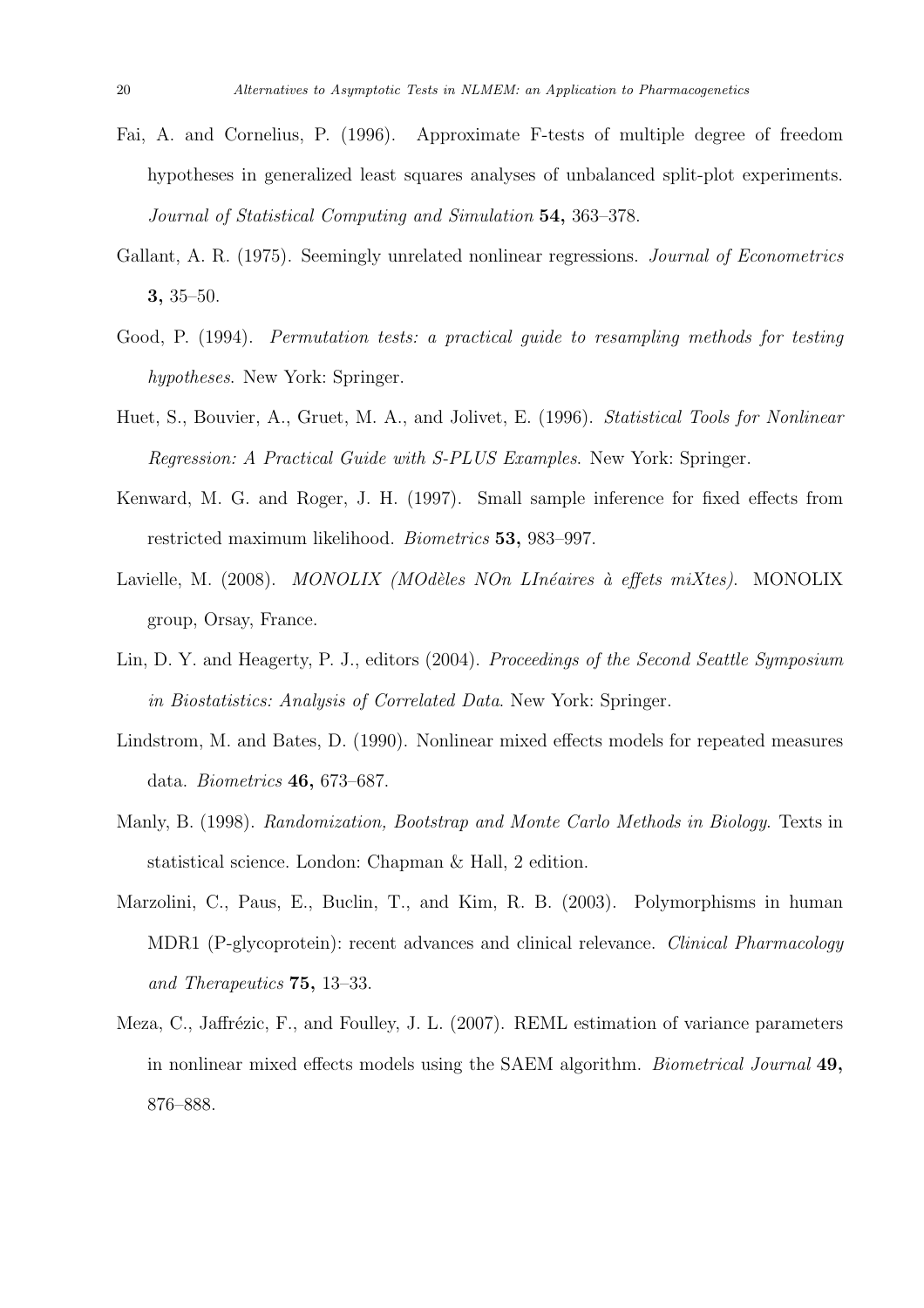Fai, A. and Cornelius, P. (1996). Approximate F-tests of multiple degree of freedom hypotheses in generalized least squares analyses of unbalanced split-plot experiments. *Journal of Statistical Computing and Simulation* **54,** 363–378.

Gallant, A. R. (1975). Seemingly unrelated nonlinear regressions. *Journal of Econometrics* **3,** 35–50.

Good, P. (1994). *Permutation tests: a practical guide to resampling methods for testing hypotheses*. New York: Springer.

Huet, S., Bouvier, A., Gruet, M. A., and Jolivet, E. (1996). *Statistical Tools for Nonlinear Regression: A Practical Guide with S-PLUS Examples*. New York: Springer.

Kenward, M. G. and Roger, J. H. (1997). Small sample inference for fixed effects from restricted maximum likelihood. *Biometrics* **53,** 983–997.

Lavielle, M. (2008). *MONOLIX (MOdèles NOn LInéaires à effets miXtes)*. MONOLIX group, Orsay, France.

Lin, D. Y. and Heagerty, P. J., editors (2004). *Proceedings of the Second Seattle Symposium in Biostatistics: Analysis of Correlated Data*. New York: Springer.

Lindstrom, M. and Bates, D. (1990). Nonlinear mixed effects models for repeated measures data. *Biometrics* **46,** 673–687.

Manly, B. (1998). *Randomization, Bootstrap and Monte Carlo Methods in Biology*. Texts in statistical science. London: Chapman & Hall, 2 edition.

Marzolini, C., Paus, E., Buclin, T., and Kim, R. B. (2003). Polymorphisms in human MDR1 (P-glycoprotein): recent advances and clinical relevance. *Clinical Pharmacology and Therapeutics* **75,** 13–33.

Meza, C., Jaffrézic, F., and Foulley, J. L. (2007). REML estimation of variance parameters in nonlinear mixed effects models using the SAEM algorithm. *Biometrical Journal* **49,** 876–888.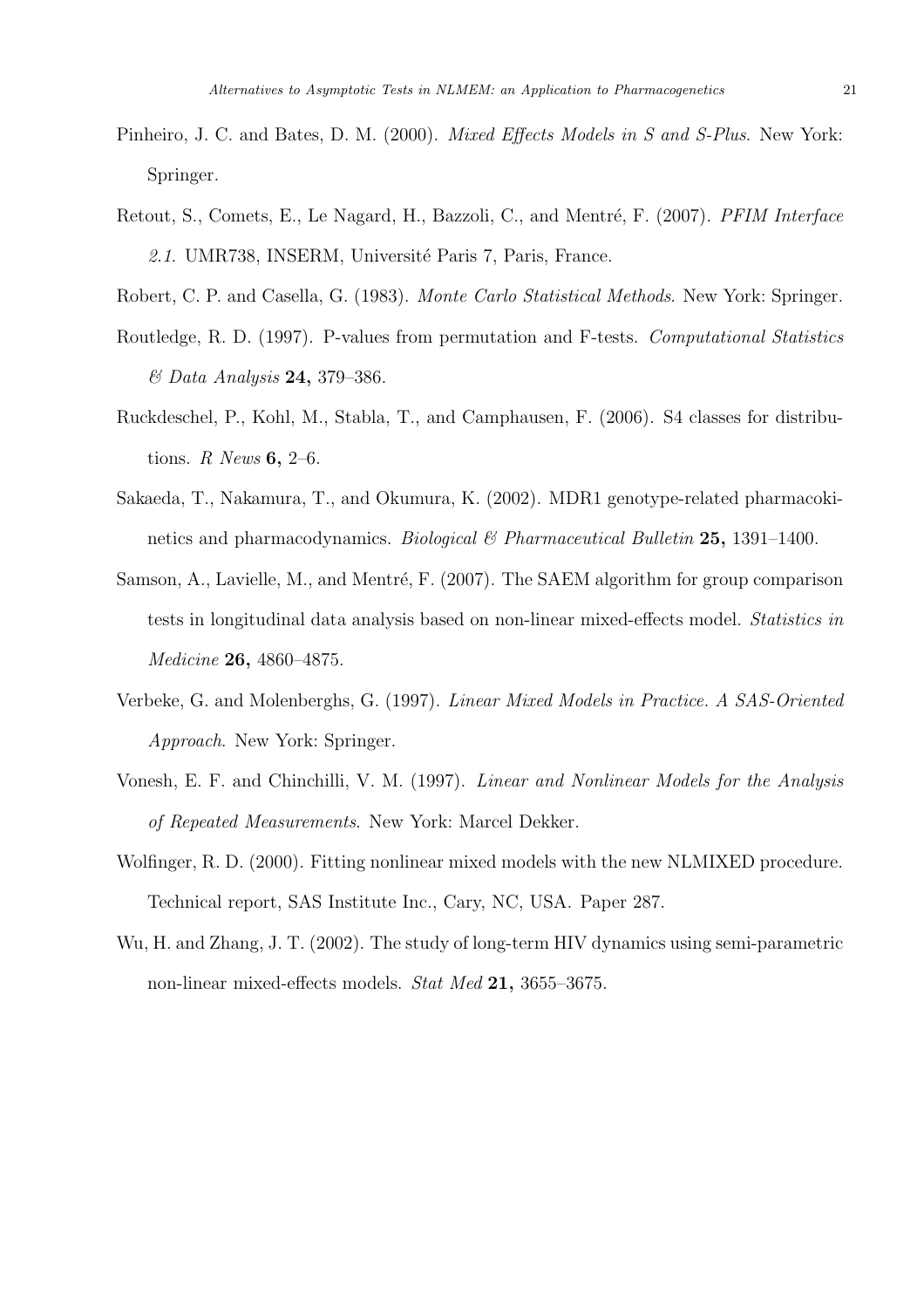Pinheiro, J. C. and Bates, D. M. (2000). *Mixed Effects Models in S and S-Plus*. New York: Springer.

Retout, S., Comets, E., Le Nagard, H., Bazzoli, C., and Mentré, F. (2007). *PFIM Interface 2.1*. UMR738, INSERM, Université Paris 7, Paris, France.

Robert, C. P. and Casella, G. (1983). *Monte Carlo Statistical Methods*. New York: Springer.

Routledge, R. D. (1997). P-values from permutation and F-tests. *Computational Statistics & Data Analysis* **24,** 379–386.

Ruckdeschel, P., Kohl, M., Stabla, T., and Camphausen, F. (2006). S4 classes for distributions. *R News* **6,** 2–6.

Sakaeda, T., Nakamura, T., and Okumura, K. (2002). MDR1 genotype-related pharmacokinetics and pharmacodynamics. *Biological & Pharmaceutical Bulletin* **25,** 1391–1400.

Samson, A., Lavielle, M., and Mentré, F. (2007). The SAEM algorithm for group comparison tests in longitudinal data analysis based on non-linear mixed-effects model. *Statistics in Medicine* **26,** 4860–4875.

Verbeke, G. and Molenberghs, G. (1997). *Linear Mixed Models in Practice. A SAS-Oriented Approach*. New York: Springer.

Vonesh, E. F. and Chinchilli, V. M. (1997). *Linear and Nonlinear Models for the Analysis of Repeated Measurements*. New York: Marcel Dekker.

Wolfinger, R. D. (2000). Fitting nonlinear mixed models with the new NLMIXED procedure. Technical report, SAS Institute Inc., Cary, NC, USA. Paper 287.

Wu, H. and Zhang, J. T. (2002). The study of long-term HIV dynamics using semi-parametric non-linear mixed-effects models. *Stat Med* **21,** 3655–3675.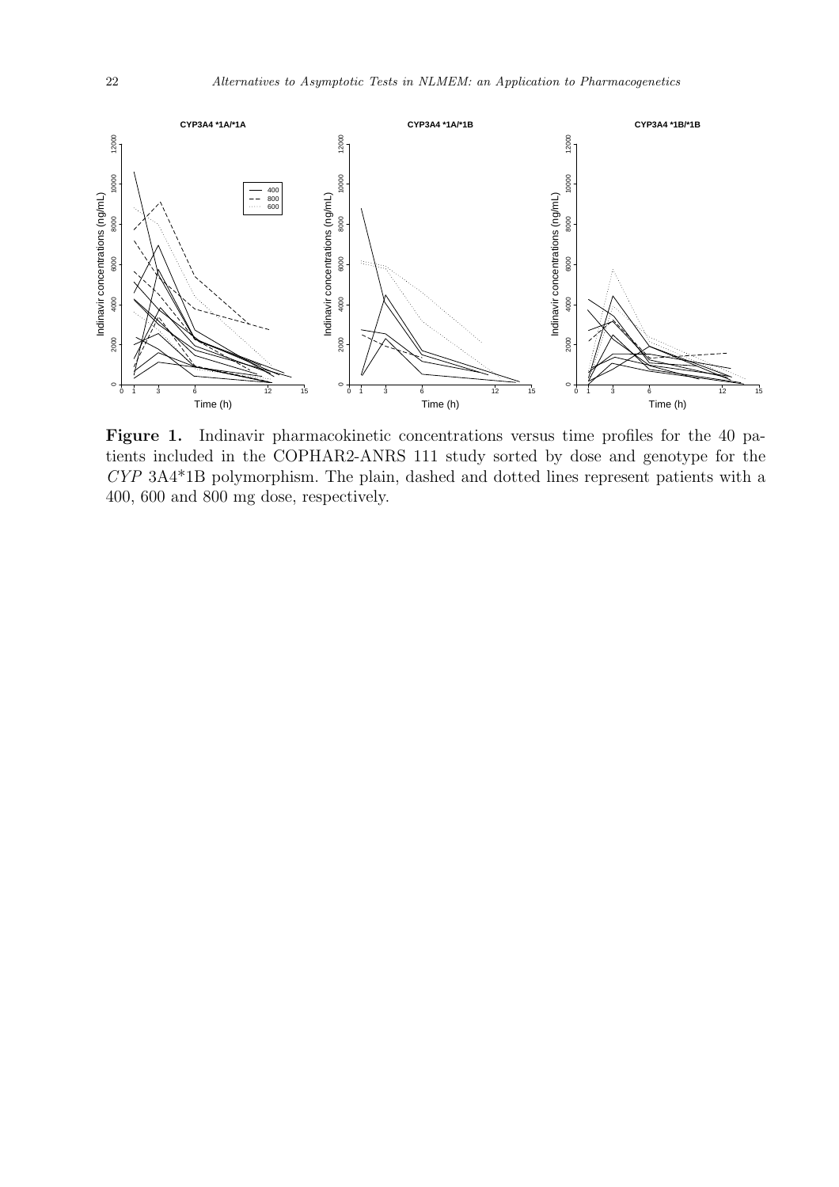**Figure 1.** Indinavir pharmacokinetic concentrations versus time profiles for the 40 patients included in the COPHAR2-ANRS 111 study sorted by dose and genotype for the *CYP* 3A4*1B polymorphism. The plain, dashed and dotted lines represent patients with a 400, 600 and 800 mg dose, respectively.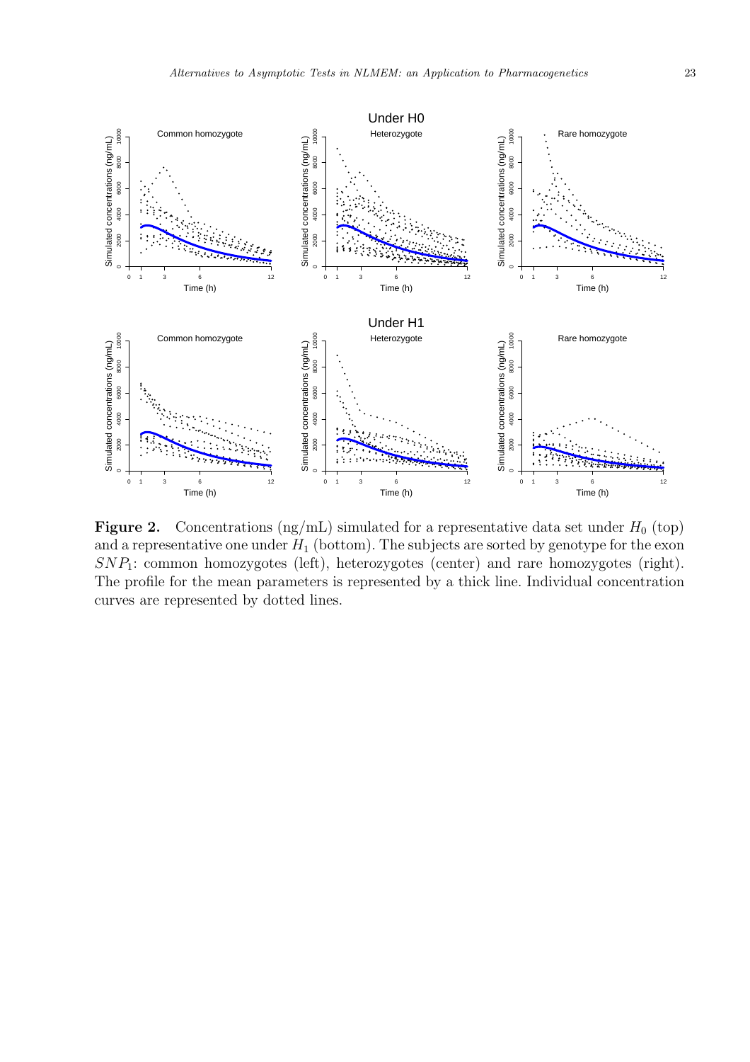**Figure 2.** Concentrations (ng/mL) simulated for a representative data set under $H_0$ (top) and a representative one under $H_1$ (bottom). The subjects are sorted by genotype for the exon $SNP_1$: common homozygotes (left), heterozygotes (center) and rare homozygotes (right). The profile for the mean parameters is represented by a thick line. Individual concentration curves are represented by dotted lines.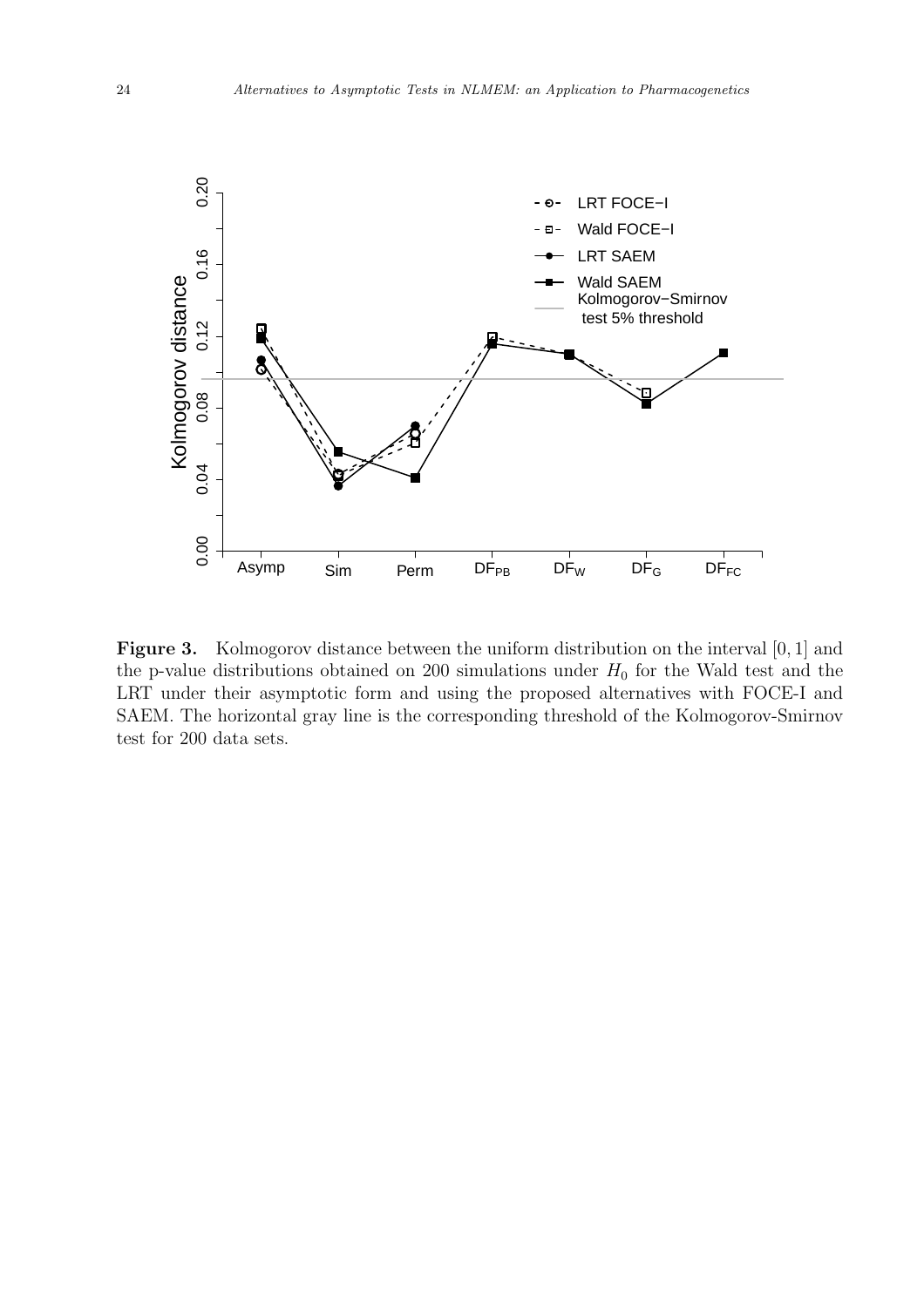**Figure 3.** Kolmogorov distance between the uniform distribution on the interval $[0, 1]$ and the p-value distributions obtained on 200 simulations under $H_0$ for the Wald test and the LRT under their asymptotic form and using the proposed alternatives with FOCE-I and SAEM. The horizontal gray line is the corresponding threshold of the Kolmogorov-Smirnov test for 200 data sets.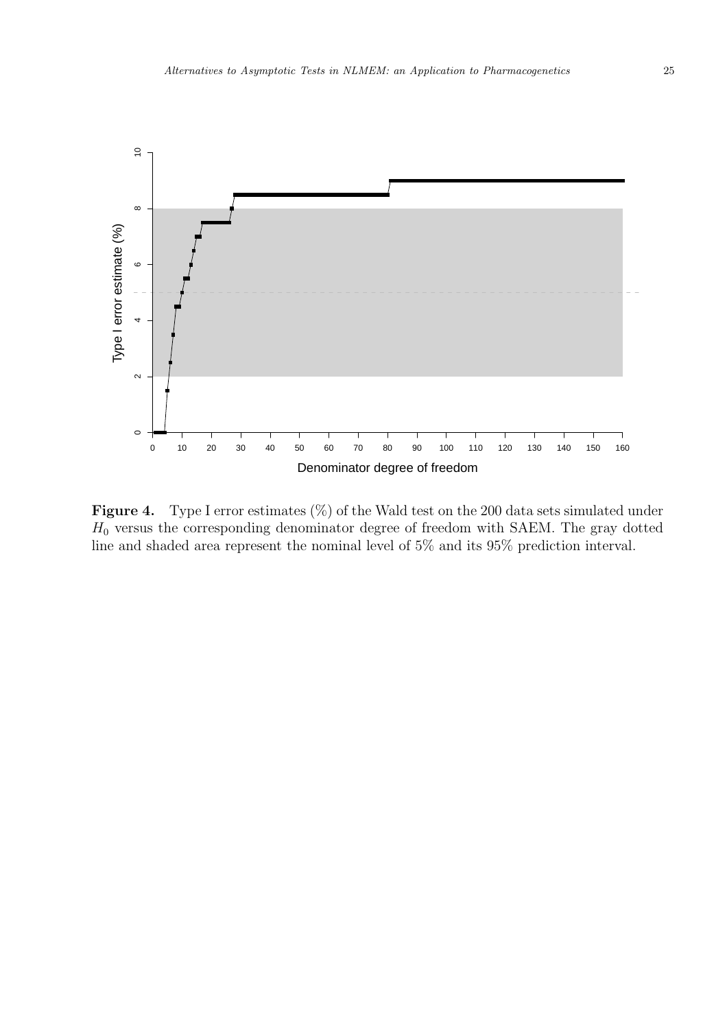**Figure 4.** Type I error estimates (%) of the Wald test on the 200 data sets simulated under $H_0$ versus the corresponding denominator degree of freedom with SAEM. The gray dotted line and shaded area represent the nominal level of 5% and its 95% prediction interval.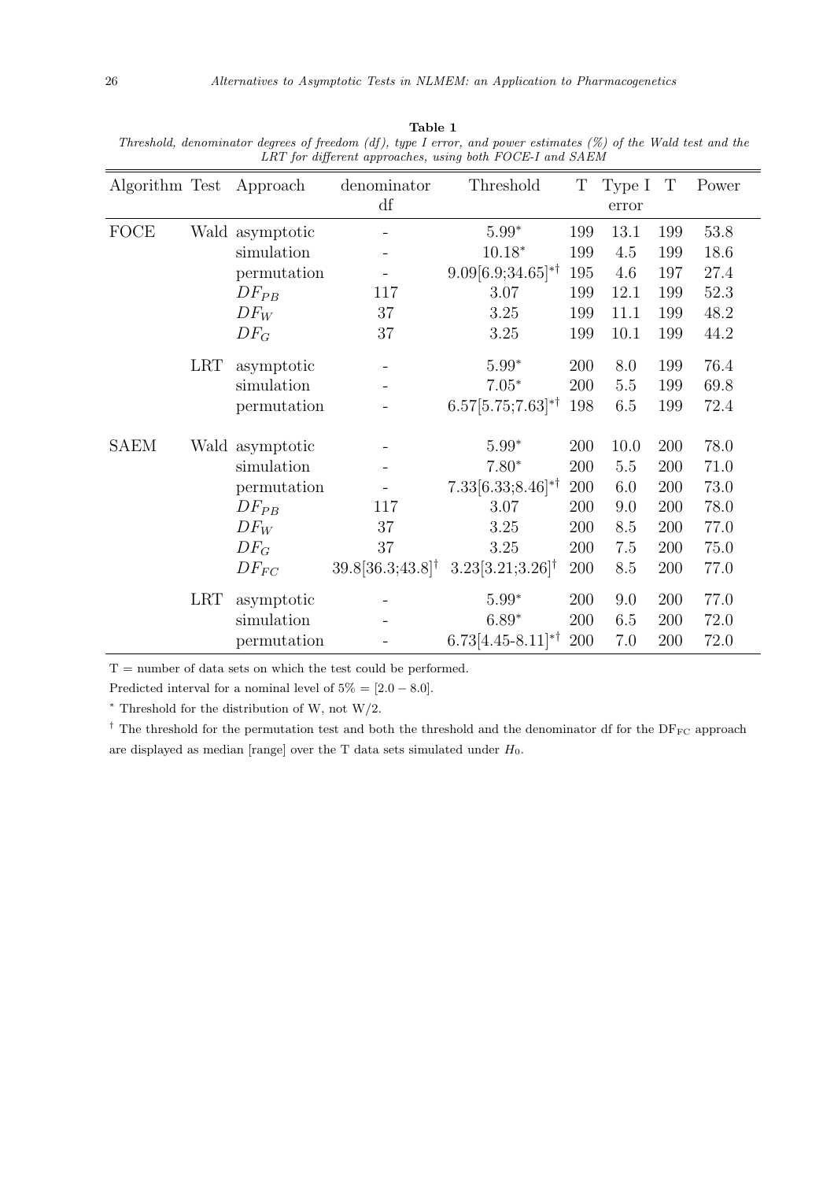**Table 1**

*Threshold, denominator degrees of freedom (df), type I error, and power estimates (%) of the Wald test and the LRT for different approaches, using both FOCE-I and SAEM*

| Algorithm | Test | Approach | denominator df | Threshold | T | Type I error | T | Power |
|---|---|---|---|---|---|---|---|---|
| FOCE | Wald | asymptotic | - | 5.99* | 199 | 13.1 | 199 | 53.8 |
| | | simulation | - | 10.18* | 199 | 4.5 | 199 | 18.6 |
| | | permutation | - | 9.09[6.9;34.65]*† | 195 | 4.6 | 197 | 27.4 |
| | | $DF_{PB}$ | 117 | 3.07 | 199 | 12.1 | 199 | 52.3 |
| | | $DF_{W}$ | 37 | 3.25 | 199 | 11.1 | 199 | 48.2 |
| | | $DF_{G}$ | 37 | 3.25 | 199 | 10.1 | 199 | 44.2 |
| | LRT | asymptotic | - | 5.99* | 200 | 8.0 | 199 | 76.4 |
| | | simulation | - | 7.05* | 200 | 5.5 | 199 | 69.8 |
| | | permutation | - | 6.57[5.75;7.63]*† | 198 | 6.5 | 199 | 72.4 |
| SAEM | Wald | asymptotic | - | 5.99* | 200 | 10.0 | 200 | 78.0 |
| | | simulation | - | 7.80* | 200 | 5.5 | 200 | 71.0 |
| | | permutation | - | 7.33[6.33;8.46]*† | 200 | 6.0 | 200 | 73.0 |
| | | $DF_{PB}$ | 117 | 3.07 | 200 | 9.0 | 200 | 78.0 |
| | | $DF_{W}$ | 37 | 3.25 | 200 | 8.5 | 200 | 77.0 |
| | | $DF_{G}$ | 37 | 3.25 | 200 | 7.5 | 200 | 75.0 |
| | | $DF_{FC}$ | 39.8[36.3;43.8]† | 3.23[3.21;3.26]† | 200 | 8.5 | 200 | 77.0 |
| | LRT | asymptotic | - | 5.99* | 200 | 9.0 | 200 | 77.0 |
| | | simulation | - | 6.89* | 200 | 6.5 | 200 | 72.0 |
| | | permutation | - | 6.73[4.45-8.11]*† | 200 | 7.0 | 200 | 72.0 |

T = number of data sets on which the test could be performed.

Predicted interval for a nominal level of 5% = [2.0 − 8.0].

* Threshold for the distribution of W, not W/2.

† The threshold for the permutation test and both the threshold and the denominator df for the $DF_{FC}$ approach are displayed as median [range] over the T data sets simulated under $H_0$.